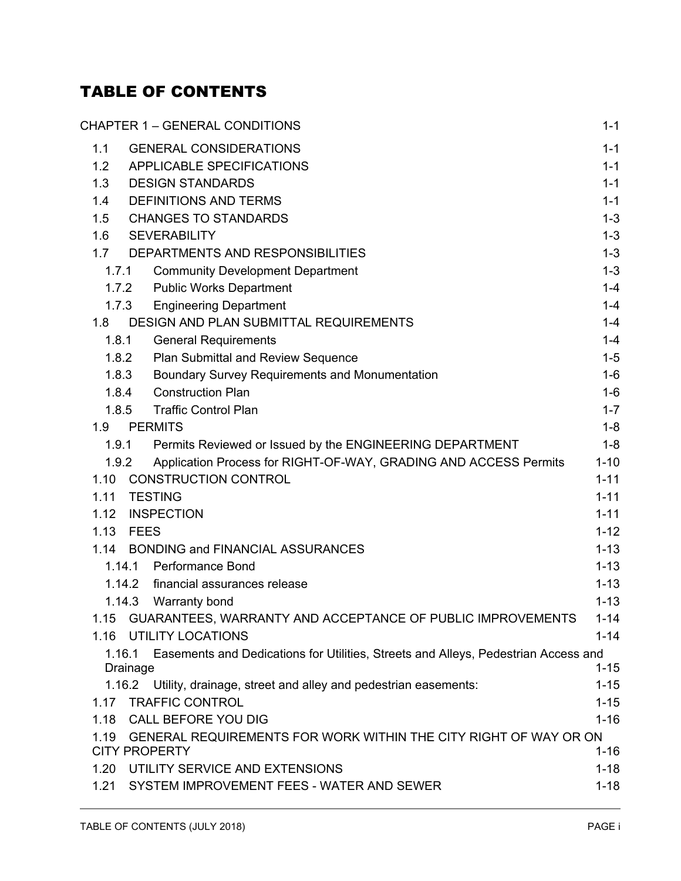# TABLE OF CONTENTS

| | |
|---|---|
| CHAPTER 1 – GENERAL CONDITIONS | 1-1 |
| 1.1 GENERAL CONSIDERATIONS | 1-1 |
| 1.2 APPLICABLE SPECIFICATIONS | 1-1 |
| 1.3 DESIGN STANDARDS | 1-1 |
| 1.4 DEFINITIONS AND TERMS | 1-1 |
| 1.5 CHANGES TO STANDARDS | 1-3 |
| 1.6 SEVERABILITY | 1-3 |
| 1.7 DEPARTMENTS AND RESPONSIBILITIES | 1-3 |
| 1.7.1 Community Development Department | 1-3 |
| 1.7.2 Public Works Department | 1-4 |
| 1.7.3 Engineering Department | 1-4 |
| 1.8 DESIGN AND PLAN SUBMITTAL REQUIREMENTS | 1-4 |
| 1.8.1 General Requirements | 1-4 |
| 1.8.2 Plan Submittal and Review Sequence | 1-5 |
| 1.8.3 Boundary Survey Requirements and Monumentation | 1-6 |
| 1.8.4 Construction Plan | 1-6 |
| 1.8.5 Traffic Control Plan | 1-7 |
| 1.9 PERMITS | 1-8 |
| 1.9.1 Permits Reviewed or Issued by the ENGINEERING DEPARTMENT | 1-8 |
| 1.9.2 Application Process for RIGHT-OF-WAY, GRADING AND ACCESS Permits | 1-10 |
| 1.10 CONSTRUCTION CONTROL | 1-11 |
| 1.11 TESTING | 1-11 |
| 1.12 INSPECTION | 1-11 |
| 1.13 FEES | 1-12 |
| 1.14 BONDING and FINANCIAL ASSURANCES | 1-13 |
| 1.14.1 Performance Bond | 1-13 |
| 1.14.2 financial assurances release | 1-13 |
| 1.14.3 Warranty bond | 1-13 |
| 1.15 GUARANTEES, WARRANTY AND ACCEPTANCE OF PUBLIC IMPROVEMENTS | 1-14 |
| 1.16 UTILITY LOCATIONS | 1-14 |
| 1.16.1 Easements and Dedications for Utilities, Streets and Alleys, Pedestrian Access and Drainage | 1-15 |
| 1.16.2 Utility, drainage, street and alley and pedestrian easements: | 1-15 |
| 1.17 TRAFFIC CONTROL | 1-15 |
| 1.18 CALL BEFORE YOU DIG | 1-16 |
| 1.19 GENERAL REQUIREMENTS FOR WORK WITHIN THE CITY RIGHT OF WAY OR ON CITY PROPERTY | 1-16 |
| 1.20 UTILITY SERVICE AND EXTENSIONS | 1-18 |
| 1.21 SYSTEM IMPROVEMENT FEES - WATER AND SEWER | 1-18 |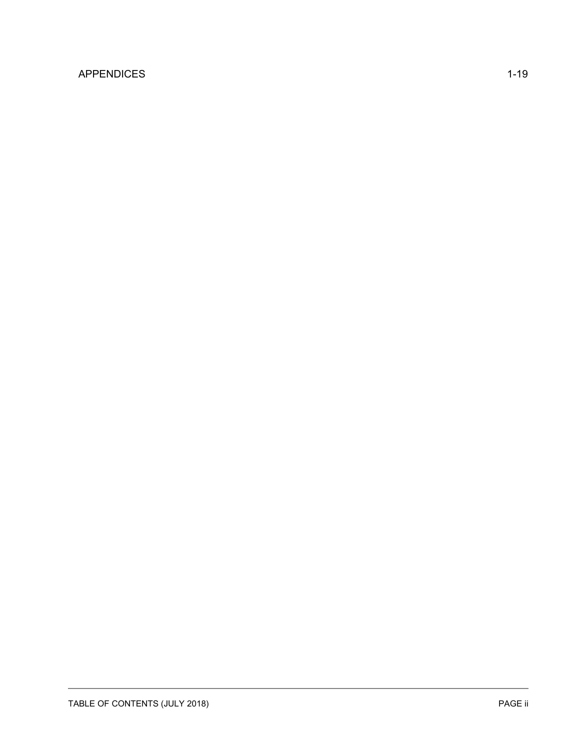APPENDICES 1-19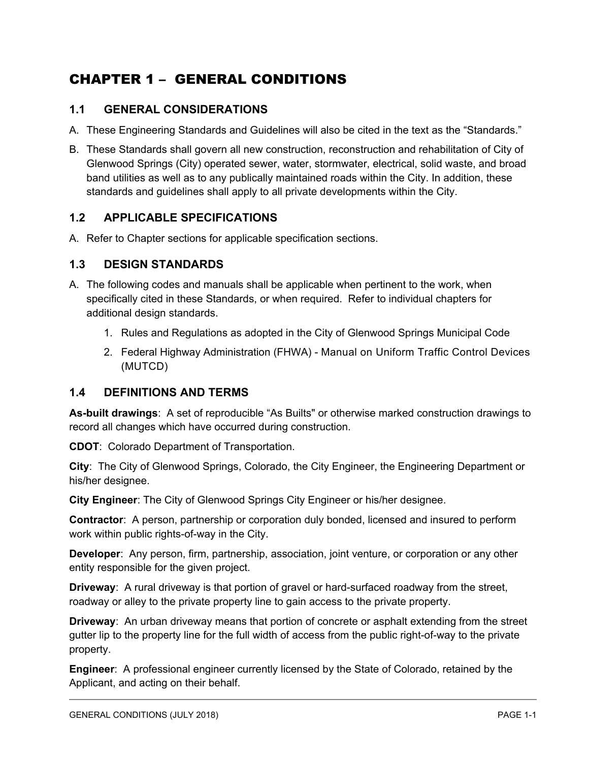# CHAPTER 1 – GENERAL CONDITIONS

## 1.1 GENERAL CONSIDERATIONS

A. These Engineering Standards and Guidelines will also be cited in the text as the "Standards."

B. These Standards shall govern all new construction, reconstruction and rehabilitation of City of Glenwood Springs (City) operated sewer, water, stormwater, electrical, solid waste, and broad band utilities as well as to any publically maintained roads within the City. In addition, these standards and guidelines shall apply to all private developments within the City.

## 1.2 APPLICABLE SPECIFICATIONS

A. Refer to Chapter sections for applicable specification sections.

## 1.3 DESIGN STANDARDS

A. The following codes and manuals shall be applicable when pertinent to the work, when specifically cited in these Standards, or when required. Refer to individual chapters for additional design standards.

   1. Rules and Regulations as adopted in the City of Glenwood Springs Municipal Code
   2. Federal Highway Administration (FHWA) - Manual on Uniform Traffic Control Devices (MUTCD)

## 1.4 DEFINITIONS AND TERMS

**As-built drawings**: A set of reproducible "As Builts" or otherwise marked construction drawings to record all changes which have occurred during construction.

**CDOT**: Colorado Department of Transportation.

**City**: The City of Glenwood Springs, Colorado, the City Engineer, the Engineering Department or his/her designee.

**City Engineer**: The City of Glenwood Springs City Engineer or his/her designee.

**Contractor**: A person, partnership or corporation duly bonded, licensed and insured to perform work within public rights-of-way in the City.

**Developer**: Any person, firm, partnership, association, joint venture, or corporation or any other entity responsible for the given project.

**Driveway**: A rural driveway is that portion of gravel or hard-surfaced roadway from the street, roadway or alley to the private property line to gain access to the private property.

**Driveway**: An urban driveway means that portion of concrete or asphalt extending from the street gutter lip to the property line for the full width of access from the public right-of-way to the private property.

**Engineer**: A professional engineer currently licensed by the State of Colorado, retained by the Applicant, and acting on their behalf.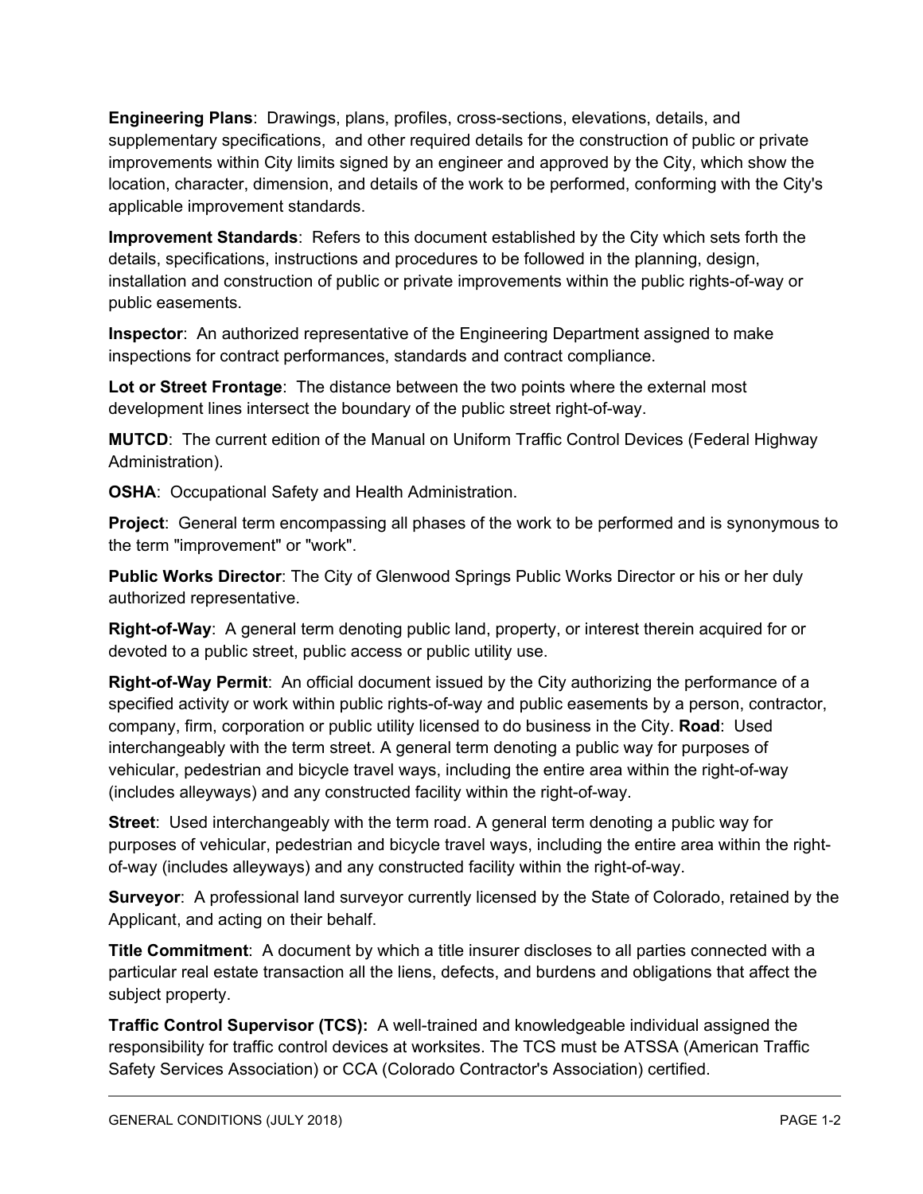**Engineering Plans**: Drawings, plans, profiles, cross-sections, elevations, details, and supplementary specifications, and other required details for the construction of public or private improvements within City limits signed by an engineer and approved by the City, which show the location, character, dimension, and details of the work to be performed, conforming with the City's applicable improvement standards.

**Improvement Standards**: Refers to this document established by the City which sets forth the details, specifications, instructions and procedures to be followed in the planning, design, installation and construction of public or private improvements within the public rights-of-way or public easements.

**Inspector**: An authorized representative of the Engineering Department assigned to make inspections for contract performances, standards and contract compliance.

**Lot or Street Frontage**: The distance between the two points where the external most development lines intersect the boundary of the public street right-of-way.

**MUTCD**: The current edition of the Manual on Uniform Traffic Control Devices (Federal Highway Administration).

**OSHA**: Occupational Safety and Health Administration.

**Project**: General term encompassing all phases of the work to be performed and is synonymous to the term "improvement" or "work".

**Public Works Director**: The City of Glenwood Springs Public Works Director or his or her duly authorized representative.

**Right-of-Way**: A general term denoting public land, property, or interest therein acquired for or devoted to a public street, public access or public utility use.

**Right-of-Way Permit**: An official document issued by the City authorizing the performance of a specified activity or work within public rights-of-way and public easements by a person, contractor, company, firm, corporation or public utility licensed to do business in the City. **Road**: Used interchangeably with the term street. A general term denoting a public way for purposes of vehicular, pedestrian and bicycle travel ways, including the entire area within the right-of-way (includes alleyways) and any constructed facility within the right-of-way.

**Street**: Used interchangeably with the term road. A general term denoting a public way for purposes of vehicular, pedestrian and bicycle travel ways, including the entire area within the right-of-way (includes alleyways) and any constructed facility within the right-of-way.

**Surveyor**: A professional land surveyor currently licensed by the State of Colorado, retained by the Applicant, and acting on their behalf.

**Title Commitment**: A document by which a title insurer discloses to all parties connected with a particular real estate transaction all the liens, defects, and burdens and obligations that affect the subject property.

**Traffic Control Supervisor (TCS):** A well-trained and knowledgeable individual assigned the responsibility for traffic control devices at worksites. The TCS must be ATSSA (American Traffic Safety Services Association) or CCA (Colorado Contractor's Association) certified.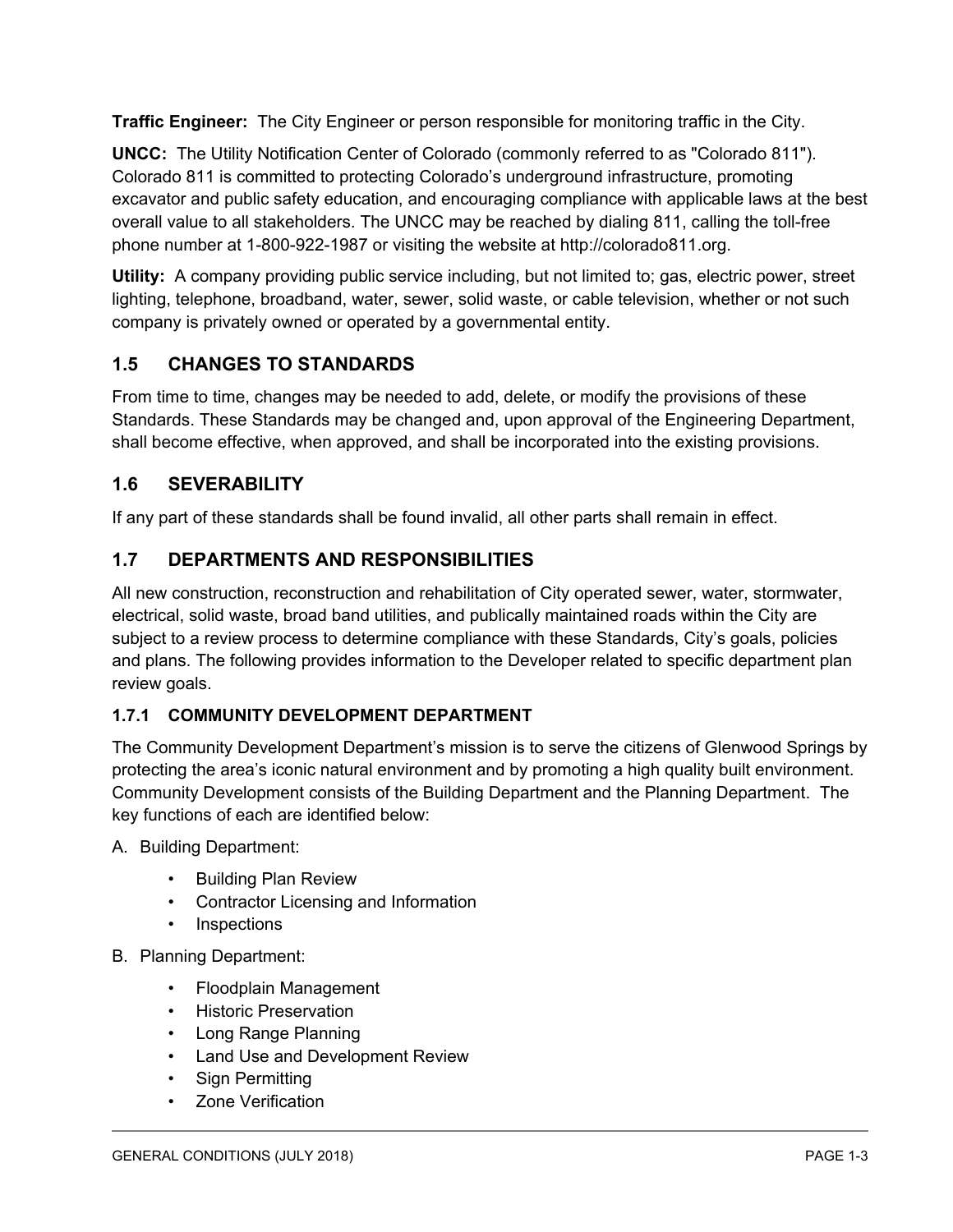**Traffic Engineer:** The City Engineer or person responsible for monitoring traffic in the City.

**UNCC:** The Utility Notification Center of Colorado (commonly referred to as "Colorado 811"). Colorado 811 is committed to protecting Colorado's underground infrastructure, promoting excavator and public safety education, and encouraging compliance with applicable laws at the best overall value to all stakeholders. The UNCC may be reached by dialing 811, calling the toll-free phone number at 1-800-922-1987 or visiting the website at http://colorado811.org.

**Utility:** A company providing public service including, but not limited to; gas, electric power, street lighting, telephone, broadband, water, sewer, solid waste, or cable television, whether or not such company is privately owned or operated by a governmental entity.

## 1.5 CHANGES TO STANDARDS

From time to time, changes may be needed to add, delete, or modify the provisions of these Standards. These Standards may be changed and, upon approval of the Engineering Department, shall become effective, when approved, and shall be incorporated into the existing provisions.

## 1.6 SEVERABILITY

If any part of these standards shall be found invalid, all other parts shall remain in effect.

## 1.7 DEPARTMENTS AND RESPONSIBILITIES

All new construction, reconstruction and rehabilitation of City operated sewer, water, stormwater, electrical, solid waste, broad band utilities, and publically maintained roads within the City are subject to a review process to determine compliance with these Standards, City's goals, policies and plans. The following provides information to the Developer related to specific department plan review goals.

### 1.7.1 COMMUNITY DEVELOPMENT DEPARTMENT

The Community Development Department's mission is to serve the citizens of Glenwood Springs by protecting the area's iconic natural environment and by promoting a high quality built environment. Community Development consists of the Building Department and the Planning Department. The key functions of each are identified below:

A. Building Department:

- Building Plan Review
- Contractor Licensing and Information
- Inspections

B. Planning Department:

- Floodplain Management
- Historic Preservation
- Long Range Planning
- Land Use and Development Review
- Sign Permitting
- Zone Verification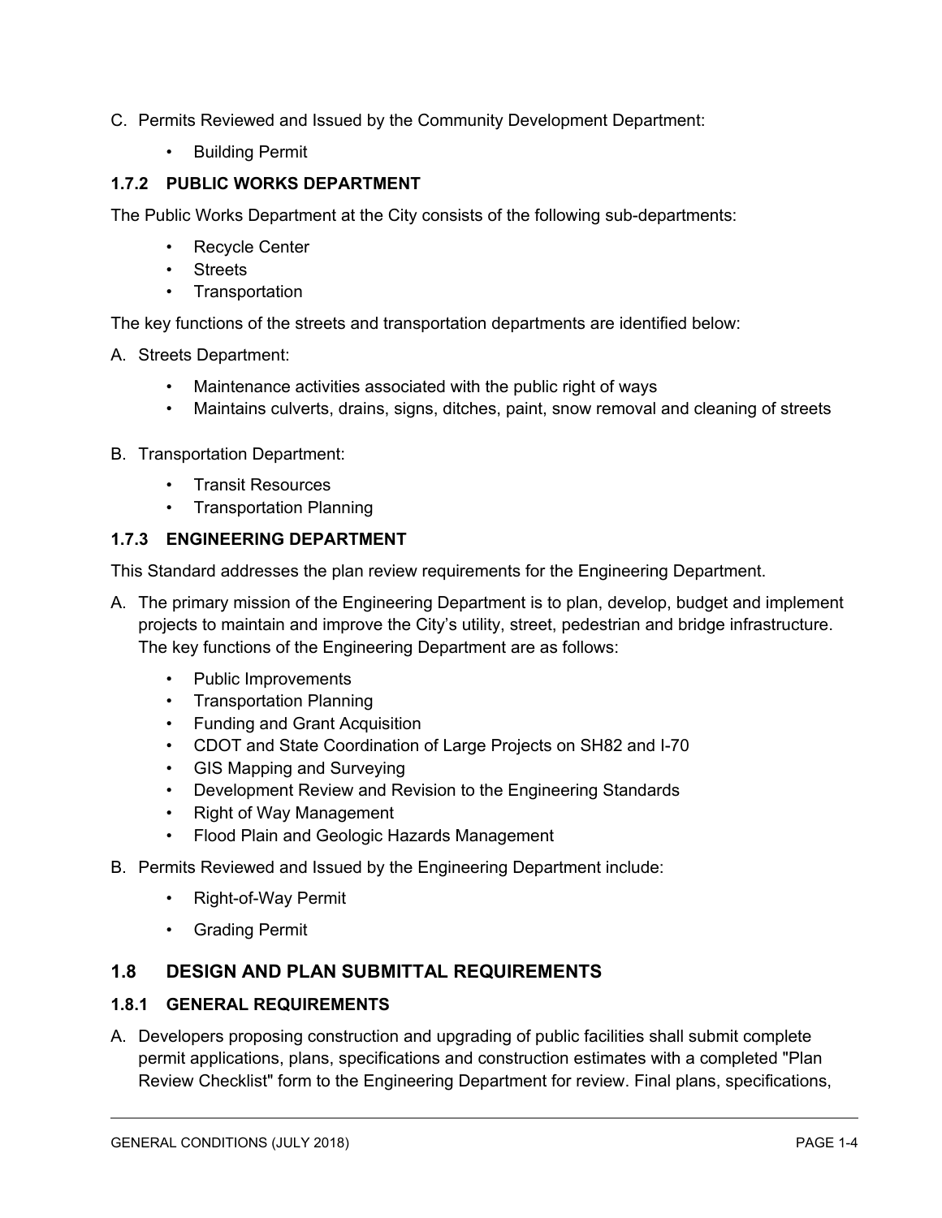C. Permits Reviewed and Issued by the Community Development Department:

- Building Permit

### 1.7.2 PUBLIC WORKS DEPARTMENT

The Public Works Department at the City consists of the following sub-departments:

- Recycle Center
- Streets
- Transportation

The key functions of the streets and transportation departments are identified below:

A. Streets Department:

- Maintenance activities associated with the public right of ways
- Maintains culverts, drains, signs, ditches, paint, snow removal and cleaning of streets

B. Transportation Department:

- Transit Resources
- Transportation Planning

### 1.7.3 ENGINEERING DEPARTMENT

This Standard addresses the plan review requirements for the Engineering Department.

A. The primary mission of the Engineering Department is to plan, develop, budget and implement projects to maintain and improve the City's utility, street, pedestrian and bridge infrastructure. The key functions of the Engineering Department are as follows:

- Public Improvements
- Transportation Planning
- Funding and Grant Acquisition
- CDOT and State Coordination of Large Projects on SH82 and I-70
- GIS Mapping and Surveying
- Development Review and Revision to the Engineering Standards
- Right of Way Management
- Flood Plain and Geologic Hazards Management

B. Permits Reviewed and Issued by the Engineering Department include:

- Right-of-Way Permit
- Grading Permit

## 1.8 DESIGN AND PLAN SUBMITTAL REQUIREMENTS

### 1.8.1 GENERAL REQUIREMENTS

A. Developers proposing construction and upgrading of public facilities shall submit complete permit applications, plans, specifications and construction estimates with a completed "Plan Review Checklist" form to the Engineering Department for review. Final plans, specifications,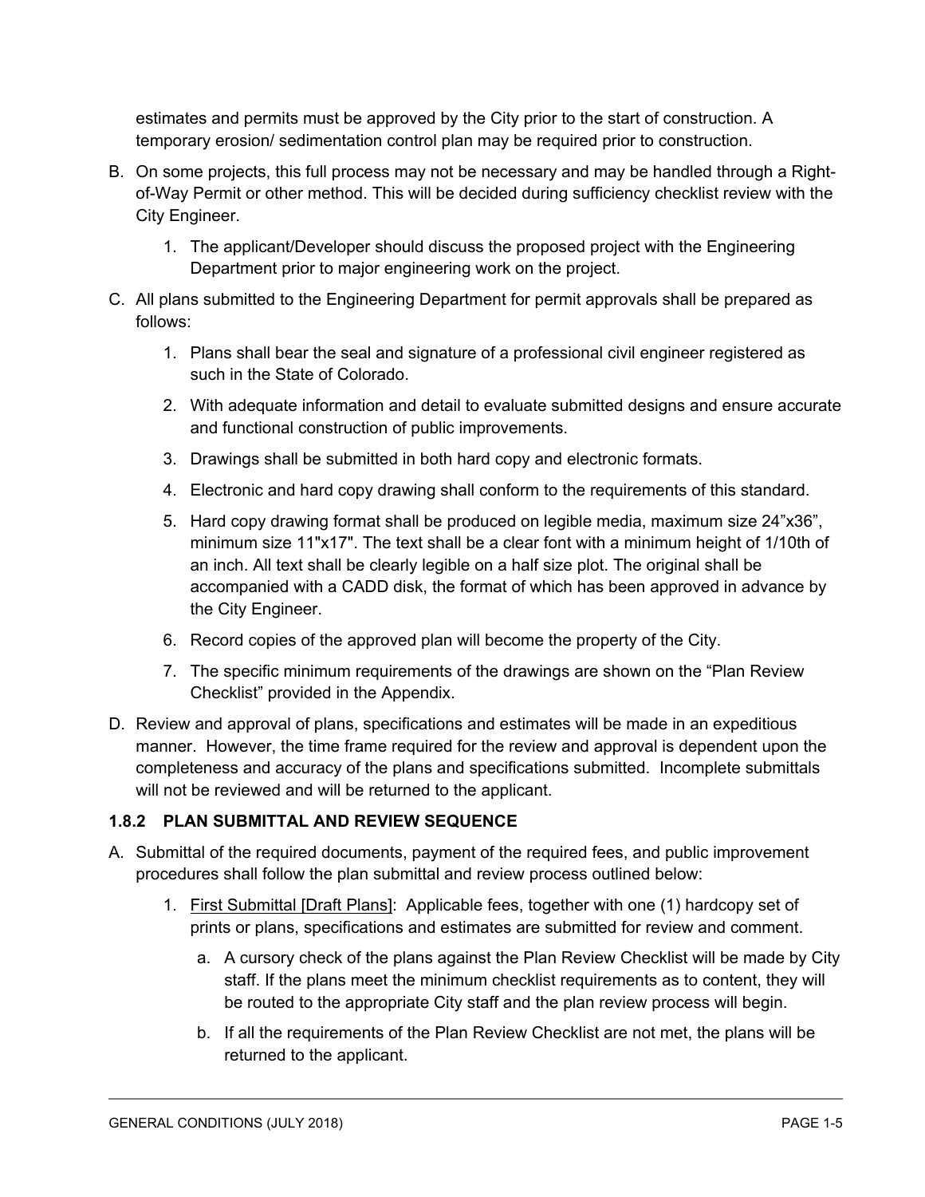estimates and permits must be approved by the City prior to the start of construction. A temporary erosion/ sedimentation control plan may be required prior to construction.

B. On some projects, this full process may not be necessary and may be handled through a Right-of-Way Permit or other method. This will be decided during sufficiency checklist review with the City Engineer.

   1. The applicant/Developer should discuss the proposed project with the Engineering Department prior to major engineering work on the project.

C. All plans submitted to the Engineering Department for permit approvals shall be prepared as follows:

   1. Plans shall bear the seal and signature of a professional civil engineer registered as such in the State of Colorado.
   2. With adequate information and detail to evaluate submitted designs and ensure accurate and functional construction of public improvements.
   3. Drawings shall be submitted in both hard copy and electronic formats.
   4. Electronic and hard copy drawing shall conform to the requirements of this standard.
   5. Hard copy drawing format shall be produced on legible media, maximum size 24”x36”, minimum size 11"x17". The text shall be a clear font with a minimum height of 1/10th of an inch. All text shall be clearly legible on a half size plot. The original shall be accompanied with a CADD disk, the format of which has been approved in advance by the City Engineer.
   6. Record copies of the approved plan will become the property of the City.
   7. The specific minimum requirements of the drawings are shown on the “Plan Review Checklist” provided in the Appendix.

D. Review and approval of plans, specifications and estimates will be made in an expeditious manner. However, the time frame required for the review and approval is dependent upon the completeness and accuracy of the plans and specifications submitted. Incomplete submittals will not be reviewed and will be returned to the applicant.

### 1.8.2 PLAN SUBMITTAL AND REVIEW SEQUENCE

A. Submittal of the required documents, payment of the required fees, and public improvement procedures shall follow the plan submittal and review process outlined below:

   1. <u>First Submittal [Draft Plans]</u>: Applicable fees, together with one (1) hardcopy set of prints or plans, specifications and estimates are submitted for review and comment.

      a. A cursory check of the plans against the Plan Review Checklist will be made by City staff. If the plans meet the minimum checklist requirements as to content, they will be routed to the appropriate City staff and the plan review process will begin.

      b. If all the requirements of the Plan Review Checklist are not met, the plans will be returned to the applicant.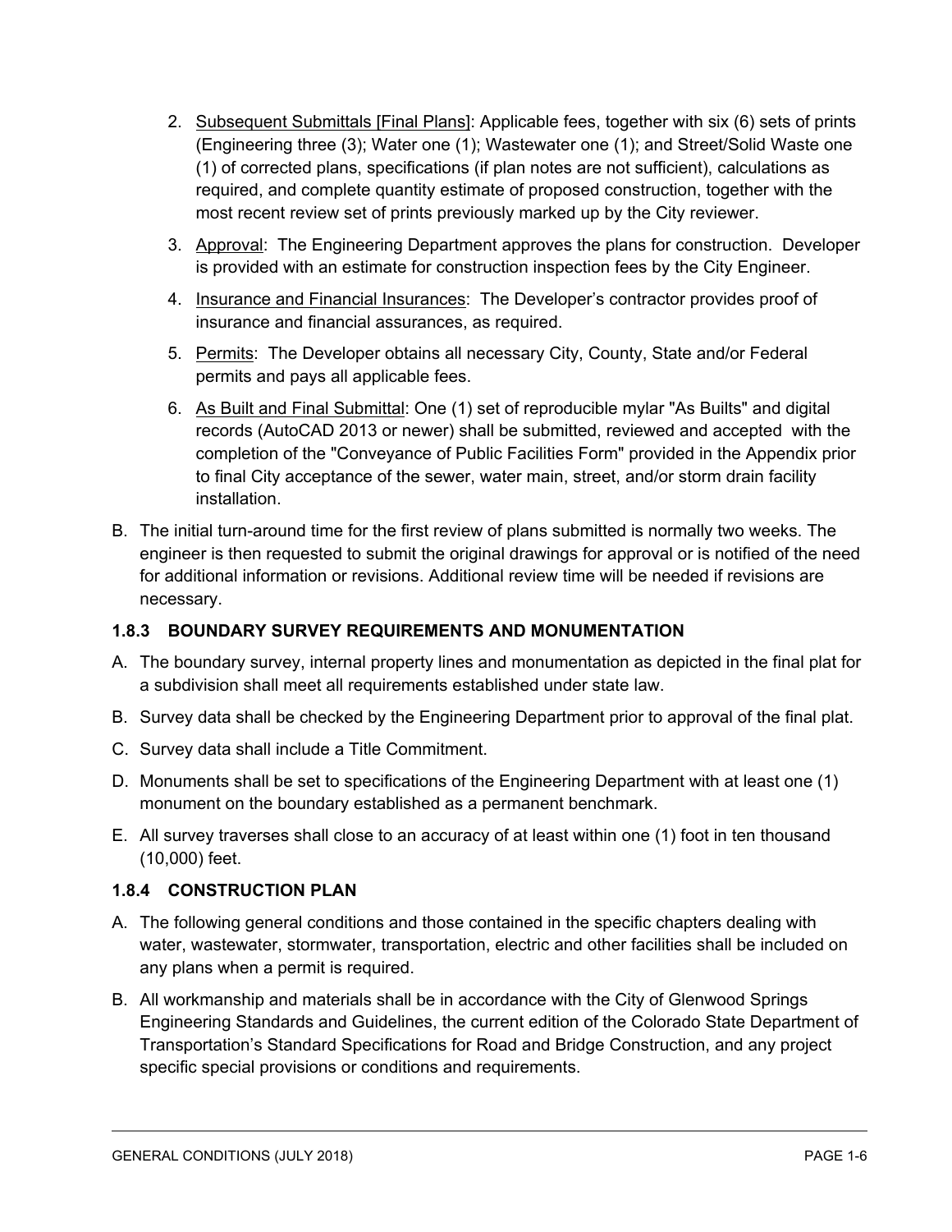2. Subsequent Submittals [Final Plans]: Applicable fees, together with six (6) sets of prints (Engineering three (3); Water one (1); Wastewater one (1); and Street/Solid Waste one (1) of corrected plans, specifications (if plan notes are not sufficient), calculations as required, and complete quantity estimate of proposed construction, together with the most recent review set of prints previously marked up by the City reviewer.
3. Approval: The Engineering Department approves the plans for construction. Developer is provided with an estimate for construction inspection fees by the City Engineer.
4. Insurance and Financial Insurances: The Developer's contractor provides proof of insurance and financial assurances, as required.
5. Permits: The Developer obtains all necessary City, County, State and/or Federal permits and pays all applicable fees.
6. As Built and Final Submittal: One (1) set of reproducible mylar "As Builts" and digital records (AutoCAD 2013 or newer) shall be submitted, reviewed and accepted with the completion of the "Conveyance of Public Facilities Form" provided in the Appendix prior to final City acceptance of the sewer, water main, street, and/or storm drain facility installation.

B. The initial turn-around time for the first review of plans submitted is normally two weeks. The engineer is then requested to submit the original drawings for approval or is notified of the need for additional information or revisions. Additional review time will be needed if revisions are necessary.

### 1.8.3 BOUNDARY SURVEY REQUIREMENTS AND MONUMENTATION

A. The boundary survey, internal property lines and monumentation as depicted in the final plat for a subdivision shall meet all requirements established under state law.

B. Survey data shall be checked by the Engineering Department prior to approval of the final plat.

C. Survey data shall include a Title Commitment.

D. Monuments shall be set to specifications of the Engineering Department with at least one (1) monument on the boundary established as a permanent benchmark.

E. All survey traverses shall close to an accuracy of at least within one (1) foot in ten thousand (10,000) feet.

### 1.8.4 CONSTRUCTION PLAN

A. The following general conditions and those contained in the specific chapters dealing with water, wastewater, stormwater, transportation, electric and other facilities shall be included on any plans when a permit is required.

B. All workmanship and materials shall be in accordance with the City of Glenwood Springs Engineering Standards and Guidelines, the current edition of the Colorado State Department of Transportation's Standard Specifications for Road and Bridge Construction, and any project specific special provisions or conditions and requirements.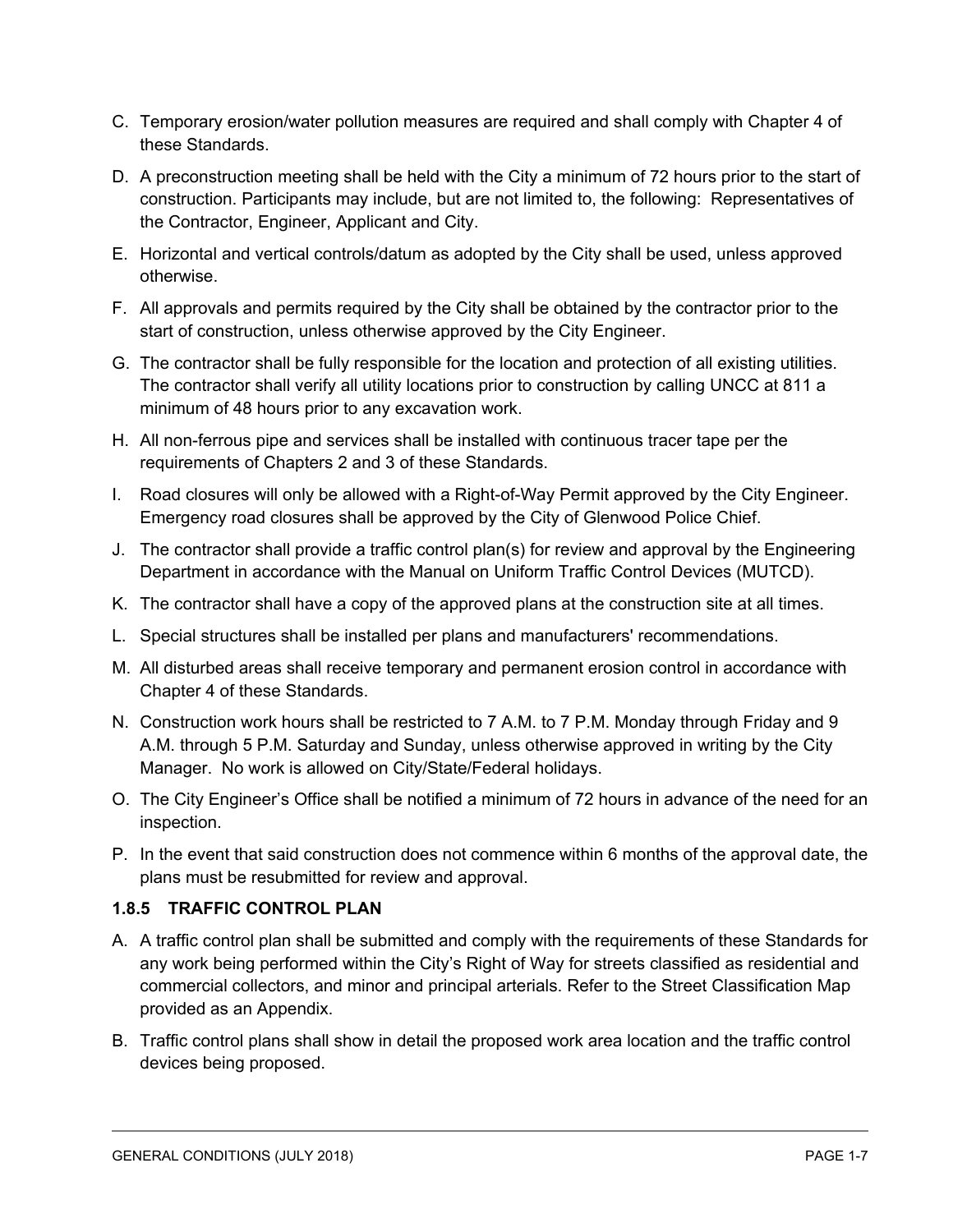C. Temporary erosion/water pollution measures are required and shall comply with Chapter 4 of these Standards.

D. A preconstruction meeting shall be held with the City a minimum of 72 hours prior to the start of construction. Participants may include, but are not limited to, the following: Representatives of the Contractor, Engineer, Applicant and City.

E. Horizontal and vertical controls/datum as adopted by the City shall be used, unless approved otherwise.

F. All approvals and permits required by the City shall be obtained by the contractor prior to the start of construction, unless otherwise approved by the City Engineer.

G. The contractor shall be fully responsible for the location and protection of all existing utilities. The contractor shall verify all utility locations prior to construction by calling UNCC at 811 a minimum of 48 hours prior to any excavation work.

H. All non-ferrous pipe and services shall be installed with continuous tracer tape per the requirements of Chapters 2 and 3 of these Standards.

I. Road closures will only be allowed with a Right-of-Way Permit approved by the City Engineer. Emergency road closures shall be approved by the City of Glenwood Police Chief.

J. The contractor shall provide a traffic control plan(s) for review and approval by the Engineering Department in accordance with the Manual on Uniform Traffic Control Devices (MUTCD).

K. The contractor shall have a copy of the approved plans at the construction site at all times.

L. Special structures shall be installed per plans and manufacturers' recommendations.

M. All disturbed areas shall receive temporary and permanent erosion control in accordance with Chapter 4 of these Standards.

N. Construction work hours shall be restricted to 7 A.M. to 7 P.M. Monday through Friday and 9 A.M. through 5 P.M. Saturday and Sunday, unless otherwise approved in writing by the City Manager. No work is allowed on City/State/Federal holidays.

O. The City Engineer's Office shall be notified a minimum of 72 hours in advance of the need for an inspection.

P. In the event that said construction does not commence within 6 months of the approval date, the plans must be resubmitted for review and approval.

### 1.8.5 TRAFFIC CONTROL PLAN

A. A traffic control plan shall be submitted and comply with the requirements of these Standards for any work being performed within the City's Right of Way for streets classified as residential and commercial collectors, and minor and principal arterials. Refer to the Street Classification Map provided as an Appendix.

B. Traffic control plans shall show in detail the proposed work area location and the traffic control devices being proposed.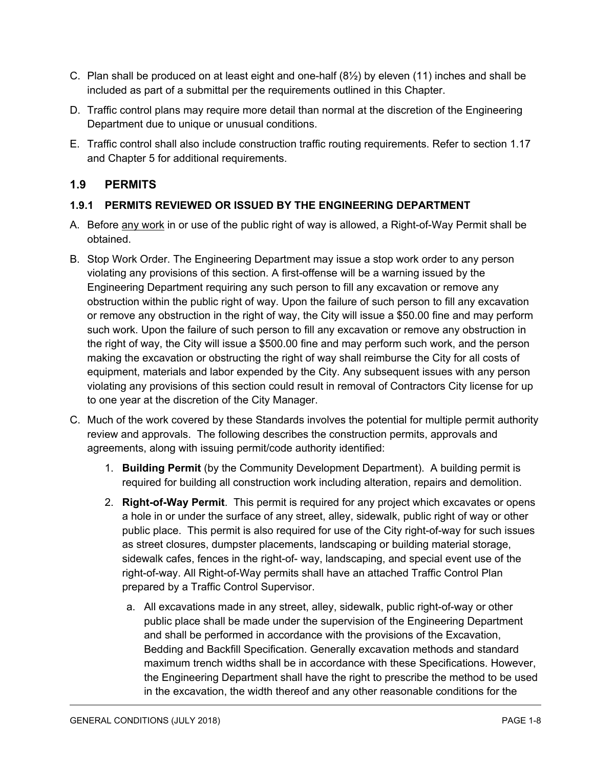C. Plan shall be produced on at least eight and one-half (8½) by eleven (11) inches and shall be included as part of a submittal per the requirements outlined in this Chapter.

D. Traffic control plans may require more detail than normal at the discretion of the Engineering Department due to unique or unusual conditions.

E. Traffic control shall also include construction traffic routing requirements. Refer to section 1.17 and Chapter 5 for additional requirements.

## 1.9 PERMITS

### 1.9.1 PERMITS REVIEWED OR ISSUED BY THE ENGINEERING DEPARTMENT

A. Before <u>any work</u> in or use of the public right of way is allowed, a Right-of-Way Permit shall be obtained.

B. Stop Work Order. The Engineering Department may issue a stop work order to any person violating any provisions of this section. A first-offense will be a warning issued by the Engineering Department requiring any such person to fill any excavation or remove any obstruction within the public right of way. Upon the failure of such person to fill any excavation or remove any obstruction in the right of way, the City will issue a $50.00 fine and may perform such work. Upon the failure of such person to fill any excavation or remove any obstruction in the right of way, the City will issue a $500.00 fine and may perform such work, and the person making the excavation or obstructing the right of way shall reimburse the City for all costs of equipment, materials and labor expended by the City. Any subsequent issues with any person violating any provisions of this section could result in removal of Contractors City license for up to one year at the discretion of the City Manager.

C. Much of the work covered by these Standards involves the potential for multiple permit authority review and approvals. The following describes the construction permits, approvals and agreements, along with issuing permit/code authority identified:

   1. **Building Permit** (by the Community Development Department). A building permit is required for building all construction work including alteration, repairs and demolition.

   2. **Right-of-Way Permit**. This permit is required for any project which excavates or opens a hole in or under the surface of any street, alley, sidewalk, public right of way or other public place. This permit is also required for use of the City right-of-way for such issues as street closures, dumpster placements, landscaping or building material storage, sidewalk cafes, fences in the right-of- way, landscaping, and special event use of the right-of-way. All Right-of-Way permits shall have an attached Traffic Control Plan prepared by a Traffic Control Supervisor.

      a. All excavations made in any street, alley, sidewalk, public right-of-way or other public place shall be made under the supervision of the Engineering Department and shall be performed in accordance with the provisions of the Excavation, Bedding and Backfill Specification. Generally excavation methods and standard maximum trench widths shall be in accordance with these Specifications. However, the Engineering Department shall have the right to prescribe the method to be used in the excavation, the width thereof and any other reasonable conditions for the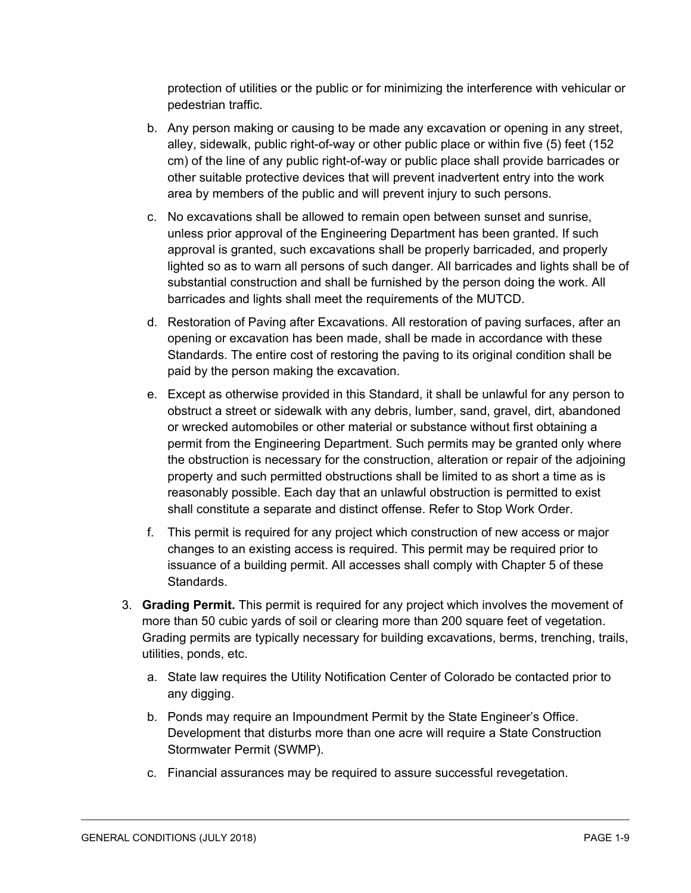protection of utilities or the public or for minimizing the interference with vehicular or pedestrian traffic.

b. Any person making or causing to be made any excavation or opening in any street, alley, sidewalk, public right-of-way or other public place or within five (5) feet (152 cm) of the line of any public right-of-way or public place shall provide barricades or other suitable protective devices that will prevent inadvertent entry into the work area by members of the public and will prevent injury to such persons.

c. No excavations shall be allowed to remain open between sunset and sunrise, unless prior approval of the Engineering Department has been granted. If such approval is granted, such excavations shall be properly barricaded, and properly lighted so as to warn all persons of such danger. All barricades and lights shall be of substantial construction and shall be furnished by the person doing the work. All barricades and lights shall meet the requirements of the MUTCD.

d. Restoration of Paving after Excavations. All restoration of paving surfaces, after an opening or excavation has been made, shall be made in accordance with these Standards. The entire cost of restoring the paving to its original condition shall be paid by the person making the excavation.

e. Except as otherwise provided in this Standard, it shall be unlawful for any person to obstruct a street or sidewalk with any debris, lumber, sand, gravel, dirt, abandoned or wrecked automobiles or other material or substance without first obtaining a permit from the Engineering Department. Such permits may be granted only where the obstruction is necessary for the construction, alteration or repair of the adjoining property and such permitted obstructions shall be limited to as short a time as is reasonably possible. Each day that an unlawful obstruction is permitted to exist shall constitute a separate and distinct offense. Refer to Stop Work Order.

f. This permit is required for any project which construction of new access or major changes to an existing access is required. This permit may be required prior to issuance of a building permit. All accesses shall comply with Chapter 5 of these Standards.

3. **Grading Permit.** This permit is required for any project which involves the movement of more than 50 cubic yards of soil or clearing more than 200 square feet of vegetation. Grading permits are typically necessary for building excavations, berms, trenching, trails, utilities, ponds, etc.

   a. State law requires the Utility Notification Center of Colorado be contacted prior to any digging.

   b. Ponds may require an Impoundment Permit by the State Engineer's Office. Development that disturbs more than one acre will require a State Construction Stormwater Permit (SWMP).

   c. Financial assurances may be required to assure successful revegetation.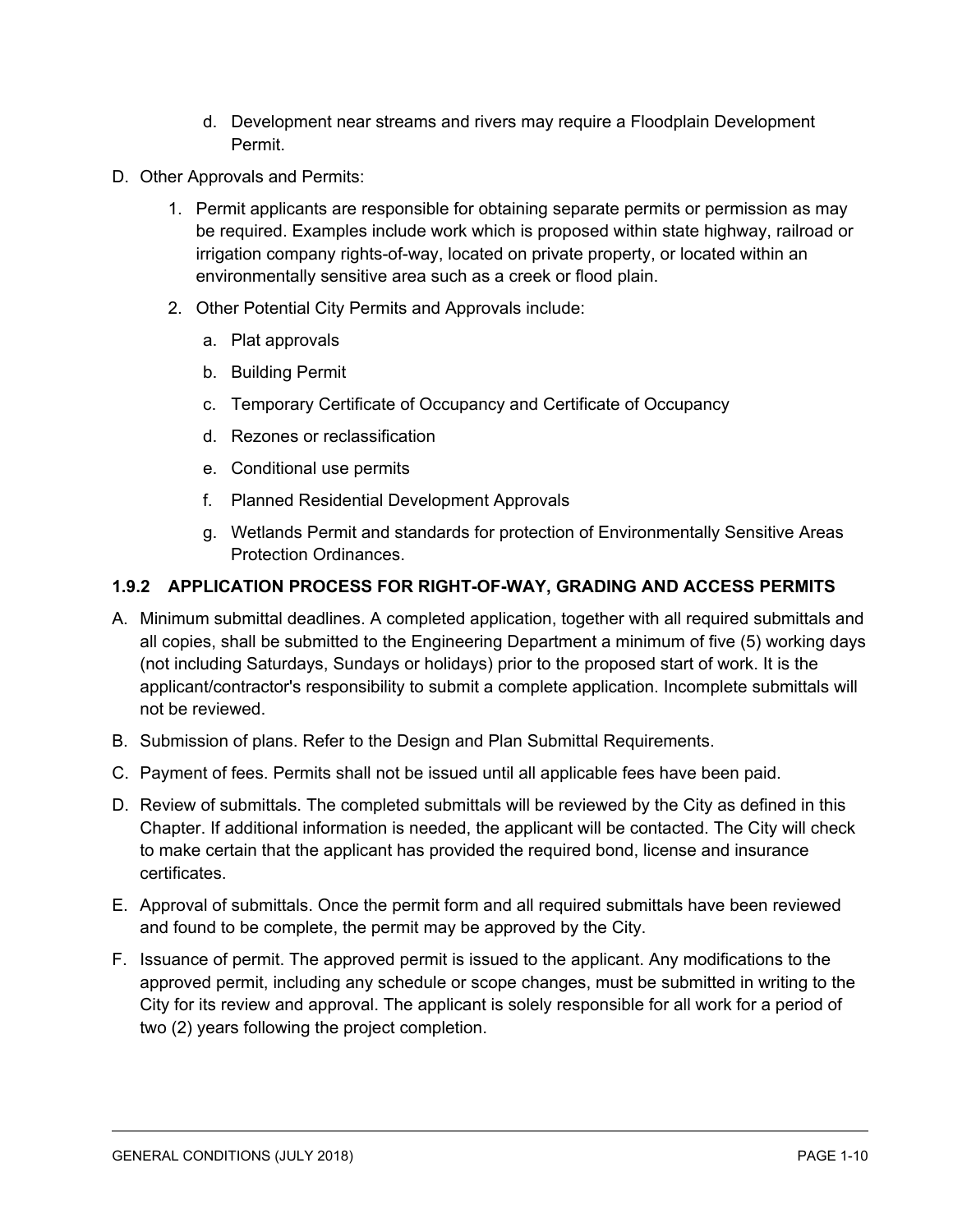d. Development near streams and rivers may require a Floodplain Development Permit.

D. Other Approvals and Permits:

1. Permit applicants are responsible for obtaining separate permits or permission as may be required. Examples include work which is proposed within state highway, railroad or irrigation company rights-of-way, located on private property, or located within an environmentally sensitive area such as a creek or flood plain.

2. Other Potential City Permits and Approvals include:

   a. Plat approvals

   b. Building Permit

   c. Temporary Certificate of Occupancy and Certificate of Occupancy

   d. Rezones or reclassification

   e. Conditional use permits

   f. Planned Residential Development Approvals

   g. Wetlands Permit and standards for protection of Environmentally Sensitive Areas Protection Ordinances.

### 1.9.2 APPLICATION PROCESS FOR RIGHT-OF-WAY, GRADING AND ACCESS PERMITS

A. Minimum submittal deadlines. A completed application, together with all required submittals and all copies, shall be submitted to the Engineering Department a minimum of five (5) working days (not including Saturdays, Sundays or holidays) prior to the proposed start of work. It is the applicant/contractor's responsibility to submit a complete application. Incomplete submittals will not be reviewed.

B. Submission of plans. Refer to the Design and Plan Submittal Requirements.

C. Payment of fees. Permits shall not be issued until all applicable fees have been paid.

D. Review of submittals. The completed submittals will be reviewed by the City as defined in this Chapter. If additional information is needed, the applicant will be contacted. The City will check to make certain that the applicant has provided the required bond, license and insurance certificates.

E. Approval of submittals. Once the permit form and all required submittals have been reviewed and found to be complete, the permit may be approved by the City.

F. Issuance of permit. The approved permit is issued to the applicant. Any modifications to the approved permit, including any schedule or scope changes, must be submitted in writing to the City for its review and approval. The applicant is solely responsible for all work for a period of two (2) years following the project completion.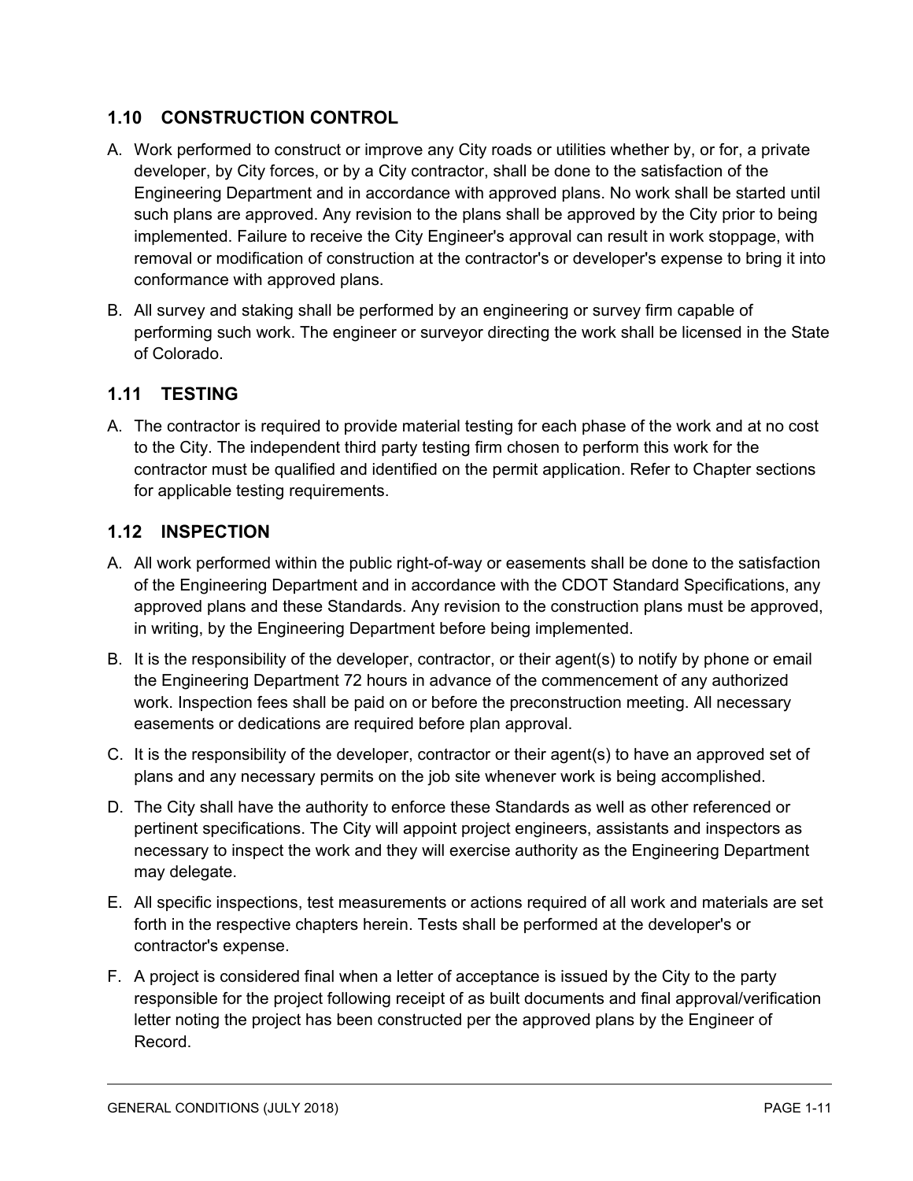## 1.10 CONSTRUCTION CONTROL

A. Work performed to construct or improve any City roads or utilities whether by, or for, a private developer, by City forces, or by a City contractor, shall be done to the satisfaction of the Engineering Department and in accordance with approved plans. No work shall be started until such plans are approved. Any revision to the plans shall be approved by the City prior to being implemented. Failure to receive the City Engineer's approval can result in work stoppage, with removal or modification of construction at the contractor's or developer's expense to bring it into conformance with approved plans.

B. All survey and staking shall be performed by an engineering or survey firm capable of performing such work. The engineer or surveyor directing the work shall be licensed in the State of Colorado.

## 1.11 TESTING

A. The contractor is required to provide material testing for each phase of the work and at no cost to the City. The independent third party testing firm chosen to perform this work for the contractor must be qualified and identified on the permit application. Refer to Chapter sections for applicable testing requirements.

## 1.12 INSPECTION

A. All work performed within the public right-of-way or easements shall be done to the satisfaction of the Engineering Department and in accordance with the CDOT Standard Specifications, any approved plans and these Standards. Any revision to the construction plans must be approved, in writing, by the Engineering Department before being implemented.

B. It is the responsibility of the developer, contractor, or their agent(s) to notify by phone or email the Engineering Department 72 hours in advance of the commencement of any authorized work. Inspection fees shall be paid on or before the preconstruction meeting. All necessary easements or dedications are required before plan approval.

C. It is the responsibility of the developer, contractor or their agent(s) to have an approved set of plans and any necessary permits on the job site whenever work is being accomplished.

D. The City shall have the authority to enforce these Standards as well as other referenced or pertinent specifications. The City will appoint project engineers, assistants and inspectors as necessary to inspect the work and they will exercise authority as the Engineering Department may delegate.

E. All specific inspections, test measurements or actions required of all work and materials are set forth in the respective chapters herein. Tests shall be performed at the developer's or contractor's expense.

F. A project is considered final when a letter of acceptance is issued by the City to the party responsible for the project following receipt of as built documents and final approval/verification letter noting the project has been constructed per the approved plans by the Engineer of Record.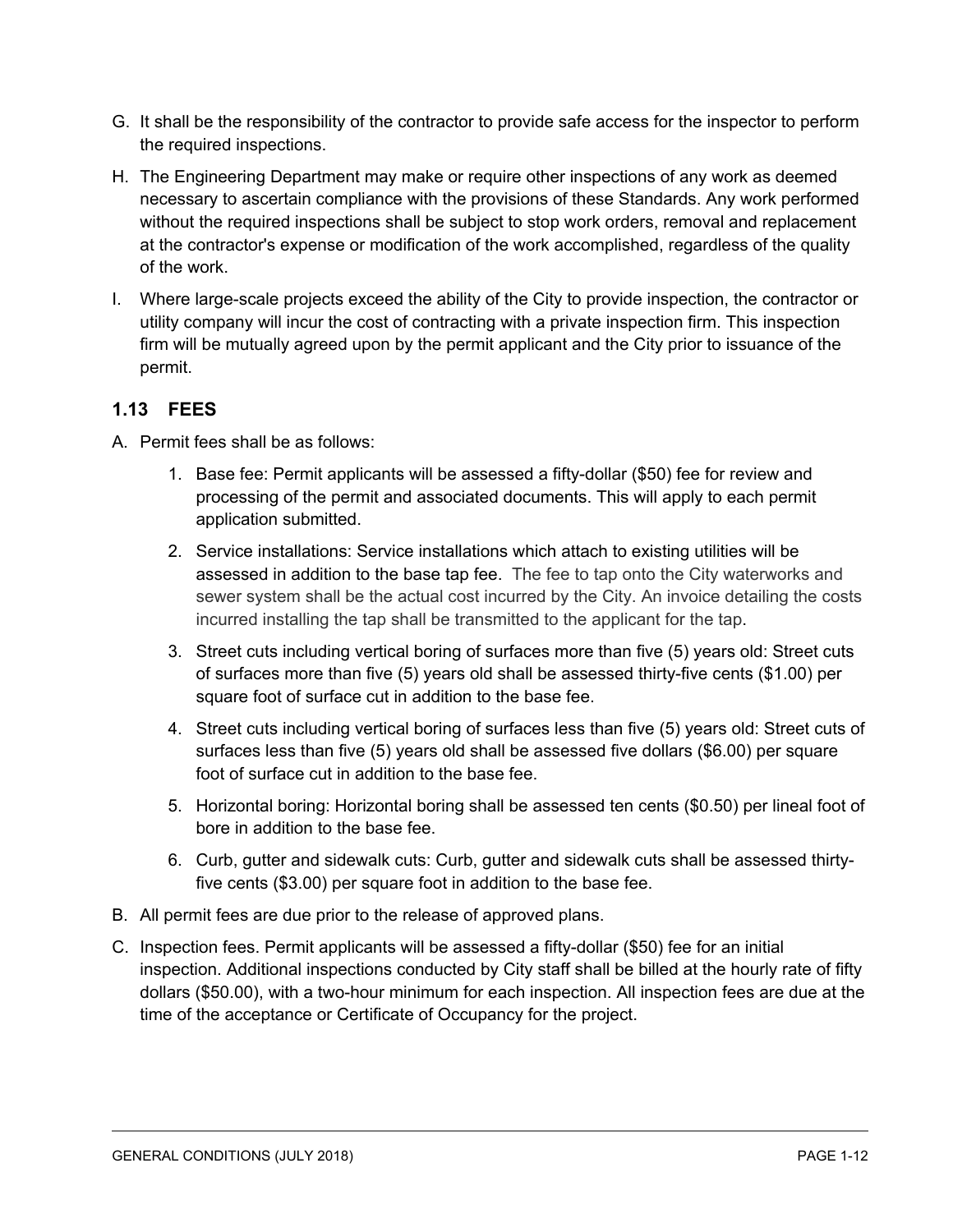G. It shall be the responsibility of the contractor to provide safe access for the inspector to perform the required inspections.

H. The Engineering Department may make or require other inspections of any work as deemed necessary to ascertain compliance with the provisions of these Standards. Any work performed without the required inspections shall be subject to stop work orders, removal and replacement at the contractor's expense or modification of the work accomplished, regardless of the quality of the work.

I. Where large-scale projects exceed the ability of the City to provide inspection, the contractor or utility company will incur the cost of contracting with a private inspection firm. This inspection firm will be mutually agreed upon by the permit applicant and the City prior to issuance of the permit.

### 1.13 FEES

A. Permit fees shall be as follows:

1. Base fee: Permit applicants will be assessed a fifty-dollar ($50) fee for review and processing of the permit and associated documents. This will apply to each permit application submitted.
2. Service installations: Service installations which attach to existing utilities will be assessed in addition to the base tap fee. The fee to tap onto the City waterworks and sewer system shall be the actual cost incurred by the City. An invoice detailing the costs incurred installing the tap shall be transmitted to the applicant for the tap.
3. Street cuts including vertical boring of surfaces more than five (5) years old: Street cuts of surfaces more than five (5) years old shall be assessed thirty-five cents ($1.00) per square foot of surface cut in addition to the base fee.
4. Street cuts including vertical boring of surfaces less than five (5) years old: Street cuts of surfaces less than five (5) years old shall be assessed five dollars ($6.00) per square foot of surface cut in addition to the base fee.
5. Horizontal boring: Horizontal boring shall be assessed ten cents ($0.50) per lineal foot of bore in addition to the base fee.
6. Curb, gutter and sidewalk cuts: Curb, gutter and sidewalk cuts shall be assessed thirty-five cents ($3.00) per square foot in addition to the base fee.

B. All permit fees are due prior to the release of approved plans.

C. Inspection fees. Permit applicants will be assessed a fifty-dollar ($50) fee for an initial inspection. Additional inspections conducted by City staff shall be billed at the hourly rate of fifty dollars ($50.00), with a two-hour minimum for each inspection. All inspection fees are due at the time of the acceptance or Certificate of Occupancy for the project.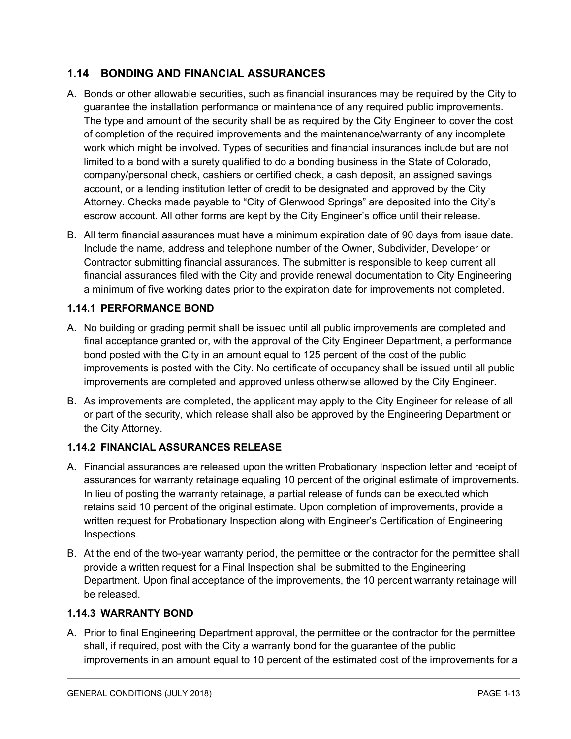## 1.14 BONDING AND FINANCIAL ASSURANCES

A. Bonds or other allowable securities, such as financial insurances may be required by the City to guarantee the installation performance or maintenance of any required public improvements. The type and amount of the security shall be as required by the City Engineer to cover the cost of completion of the required improvements and the maintenance/warranty of any incomplete work which might be involved. Types of securities and financial insurances include but are not limited to a bond with a surety qualified to do a bonding business in the State of Colorado, company/personal check, cashiers or certified check, a cash deposit, an assigned savings account, or a lending institution letter of credit to be designated and approved by the City Attorney. Checks made payable to "City of Glenwood Springs" are deposited into the City's escrow account. All other forms are kept by the City Engineer's office until their release.

B. All term financial assurances must have a minimum expiration date of 90 days from issue date. Include the name, address and telephone number of the Owner, Subdivider, Developer or Contractor submitting financial assurances. The submitter is responsible to keep current all financial assurances filed with the City and provide renewal documentation to City Engineering a minimum of five working dates prior to the expiration date for improvements not completed.

### 1.14.1 PERFORMANCE BOND

A. No building or grading permit shall be issued until all public improvements are completed and final acceptance granted or, with the approval of the City Engineer Department, a performance bond posted with the City in an amount equal to 125 percent of the cost of the public improvements is posted with the City. No certificate of occupancy shall be issued until all public improvements are completed and approved unless otherwise allowed by the City Engineer.

B. As improvements are completed, the applicant may apply to the City Engineer for release of all or part of the security, which release shall also be approved by the Engineering Department or the City Attorney.

### 1.14.2 FINANCIAL ASSURANCES RELEASE

A. Financial assurances are released upon the written Probationary Inspection letter and receipt of assurances for warranty retainage equaling 10 percent of the original estimate of improvements. In lieu of posting the warranty retainage, a partial release of funds can be executed which retains said 10 percent of the original estimate. Upon completion of improvements, provide a written request for Probationary Inspection along with Engineer's Certification of Engineering Inspections.

B. At the end of the two-year warranty period, the permittee or the contractor for the permittee shall provide a written request for a Final Inspection shall be submitted to the Engineering Department. Upon final acceptance of the improvements, the 10 percent warranty retainage will be released.

### 1.14.3 WARRANTY BOND

A. Prior to final Engineering Department approval, the permittee or the contractor for the permittee shall, if required, post with the City a warranty bond for the guarantee of the public improvements in an amount equal to 10 percent of the estimated cost of the improvements for a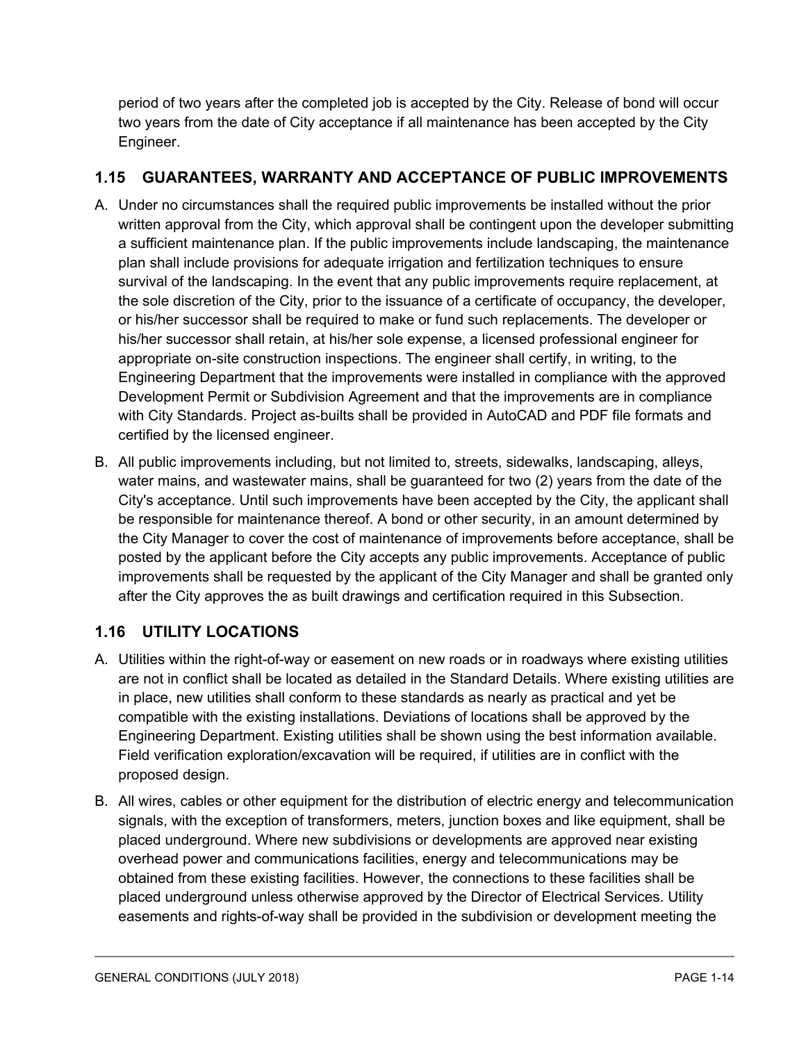period of two years after the completed job is accepted by the City. Release of bond will occur two years from the date of City acceptance if all maintenance has been accepted by the City Engineer.

## 1.15 GUARANTEES, WARRANTY AND ACCEPTANCE OF PUBLIC IMPROVEMENTS

A. Under no circumstances shall the required public improvements be installed without the prior written approval from the City, which approval shall be contingent upon the developer submitting a sufficient maintenance plan. If the public improvements include landscaping, the maintenance plan shall include provisions for adequate irrigation and fertilization techniques to ensure survival of the landscaping. In the event that any public improvements require replacement, at the sole discretion of the City, prior to the issuance of a certificate of occupancy, the developer, or his/her successor shall be required to make or fund such replacements. The developer or his/her successor shall retain, at his/her sole expense, a licensed professional engineer for appropriate on-site construction inspections. The engineer shall certify, in writing, to the Engineering Department that the improvements were installed in compliance with the approved Development Permit or Subdivision Agreement and that the improvements are in compliance with City Standards. Project as-builts shall be provided in AutoCAD and PDF file formats and certified by the licensed engineer.

B. All public improvements including, but not limited to, streets, sidewalks, landscaping, alleys, water mains, and wastewater mains, shall be guaranteed for two (2) years from the date of the City's acceptance. Until such improvements have been accepted by the City, the applicant shall be responsible for maintenance thereof. A bond or other security, in an amount determined by the City Manager to cover the cost of maintenance of improvements before acceptance, shall be posted by the applicant before the City accepts any public improvements. Acceptance of public improvements shall be requested by the applicant of the City Manager and shall be granted only after the City approves the as built drawings and certification required in this Subsection.

## 1.16 UTILITY LOCATIONS

A. Utilities within the right-of-way or easement on new roads or in roadways where existing utilities are not in conflict shall be located as detailed in the Standard Details. Where existing utilities are in place, new utilities shall conform to these standards as nearly as practical and yet be compatible with the existing installations. Deviations of locations shall be approved by the Engineering Department. Existing utilities shall be shown using the best information available. Field verification exploration/excavation will be required, if utilities are in conflict with the proposed design.

B. All wires, cables or other equipment for the distribution of electric energy and telecommunication signals, with the exception of transformers, meters, junction boxes and like equipment, shall be placed underground. Where new subdivisions or developments are approved near existing overhead power and communications facilities, energy and telecommunications may be obtained from these existing facilities. However, the connections to these facilities shall be placed underground unless otherwise approved by the Director of Electrical Services. Utility easements and rights-of-way shall be provided in the subdivision or development meeting the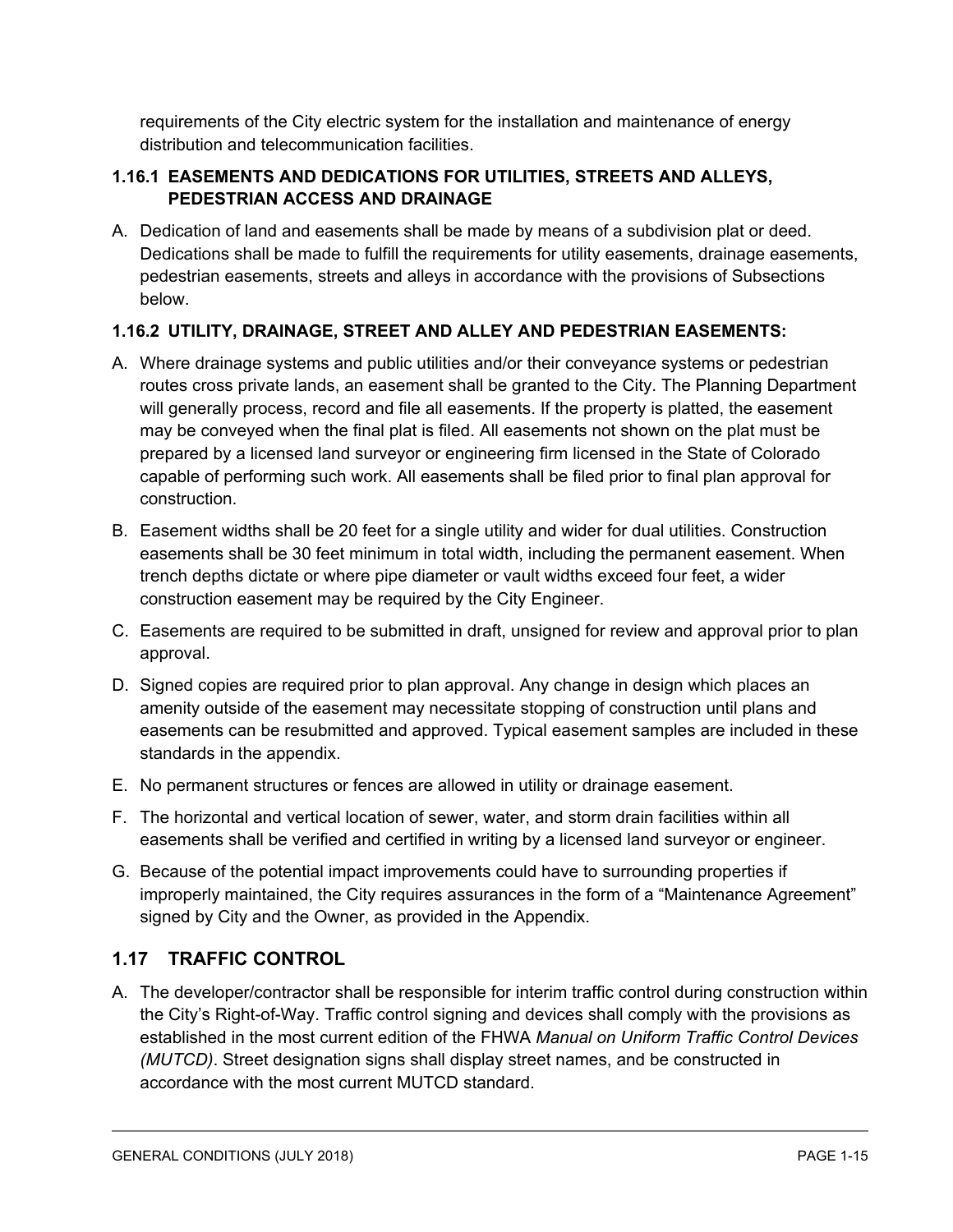requirements of the City electric system for the installation and maintenance of energy distribution and telecommunication facilities.

### 1.16.1 EASEMENTS AND DEDICATIONS FOR UTILITIES, STREETS AND ALLEYS, PEDESTRIAN ACCESS AND DRAINAGE

A. Dedication of land and easements shall be made by means of a subdivision plat or deed. Dedications shall be made to fulfill the requirements for utility easements, drainage easements, pedestrian easements, streets and alleys in accordance with the provisions of Subsections below.

### 1.16.2 UTILITY, DRAINAGE, STREET AND ALLEY AND PEDESTRIAN EASEMENTS:

A. Where drainage systems and public utilities and/or their conveyance systems or pedestrian routes cross private lands, an easement shall be granted to the City. The Planning Department will generally process, record and file all easements. If the property is platted, the easement may be conveyed when the final plat is filed. All easements not shown on the plat must be prepared by a licensed land surveyor or engineering firm licensed in the State of Colorado capable of performing such work. All easements shall be filed prior to final plan approval for construction.

B. Easement widths shall be 20 feet for a single utility and wider for dual utilities. Construction easements shall be 30 feet minimum in total width, including the permanent easement. When trench depths dictate or where pipe diameter or vault widths exceed four feet, a wider construction easement may be required by the City Engineer.

C. Easements are required to be submitted in draft, unsigned for review and approval prior to plan approval.

D. Signed copies are required prior to plan approval. Any change in design which places an amenity outside of the easement may necessitate stopping of construction until plans and easements can be resubmitted and approved. Typical easement samples are included in these standards in the appendix.

E. No permanent structures or fences are allowed in utility or drainage easement.

F. The horizontal and vertical location of sewer, water, and storm drain facilities within all easements shall be verified and certified in writing by a licensed land surveyor or engineer.

G. Because of the potential impact improvements could have to surrounding properties if improperly maintained, the City requires assurances in the form of a "Maintenance Agreement" signed by City and the Owner, as provided in the Appendix.

## 1.17 TRAFFIC CONTROL

A. The developer/contractor shall be responsible for interim traffic control during construction within the City's Right-of-Way. Traffic control signing and devices shall comply with the provisions as established in the most current edition of the FHWA *Manual on Uniform Traffic Control Devices (MUTCD)*. Street designation signs shall display street names, and be constructed in accordance with the most current MUTCD standard.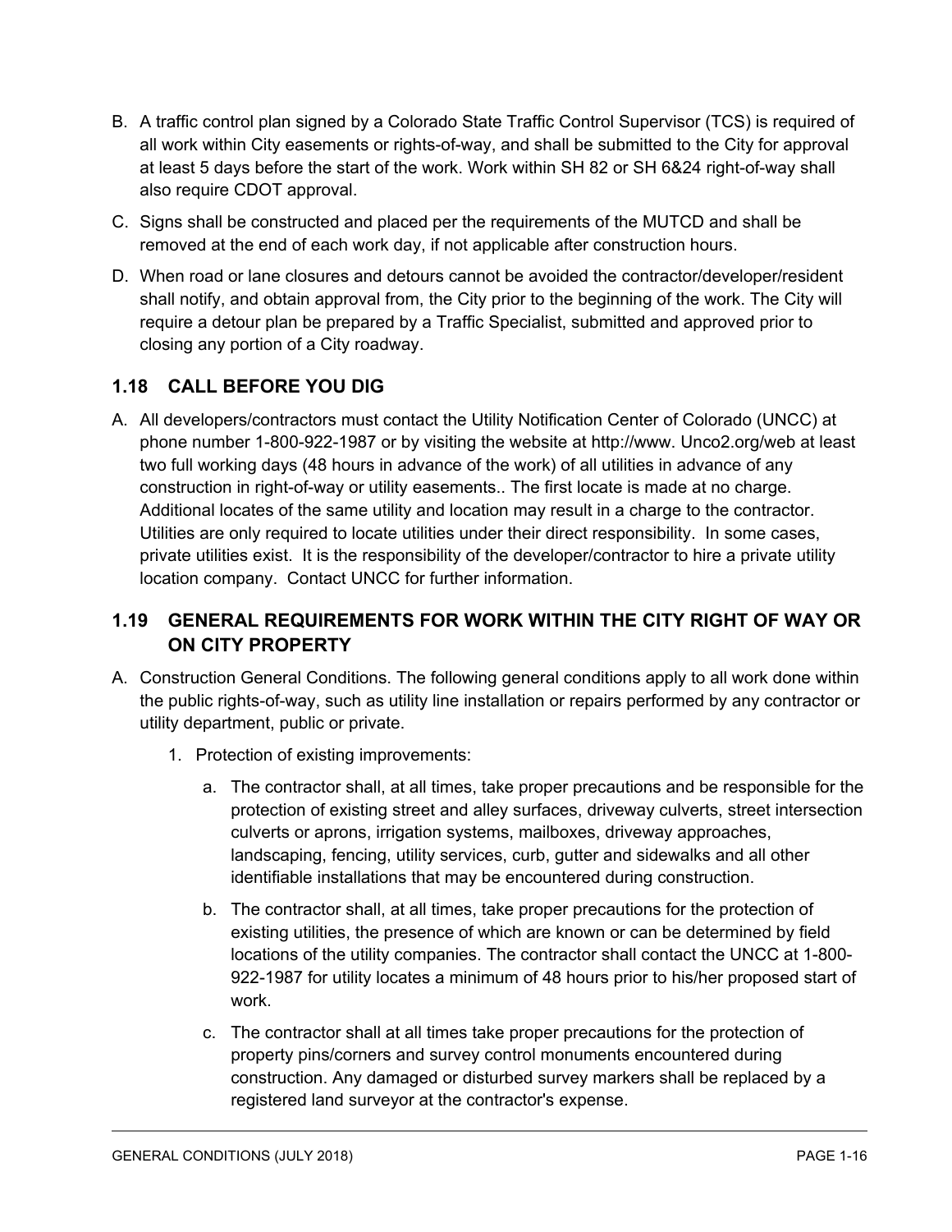B. A traffic control plan signed by a Colorado State Traffic Control Supervisor (TCS) is required of all work within City easements or rights-of-way, and shall be submitted to the City for approval at least 5 days before the start of the work. Work within SH 82 or SH 6&24 right-of-way shall also require CDOT approval.

C. Signs shall be constructed and placed per the requirements of the MUTCD and shall be removed at the end of each work day, if not applicable after construction hours.

D. When road or lane closures and detours cannot be avoided the contractor/developer/resident shall notify, and obtain approval from, the City prior to the beginning of the work. The City will require a detour plan be prepared by a Traffic Specialist, submitted and approved prior to closing any portion of a City roadway.

## 1.18 CALL BEFORE YOU DIG

A. All developers/contractors must contact the Utility Notification Center of Colorado (UNCC) at phone number 1-800-922-1987 or by visiting the website at http://www. Unco2.org/web at least two full working days (48 hours in advance of the work) of all utilities in advance of any construction in right-of-way or utility easements.. The first locate is made at no charge. Additional locates of the same utility and location may result in a charge to the contractor. Utilities are only required to locate utilities under their direct responsibility. In some cases, private utilities exist. It is the responsibility of the developer/contractor to hire a private utility location company. Contact UNCC for further information.

## 1.19 GENERAL REQUIREMENTS FOR WORK WITHIN THE CITY RIGHT OF WAY OR ON CITY PROPERTY

A. Construction General Conditions. The following general conditions apply to all work done within the public rights-of-way, such as utility line installation or repairs performed by any contractor or utility department, public or private.

1. Protection of existing improvements:

    a. The contractor shall, at all times, take proper precautions and be responsible for the protection of existing street and alley surfaces, driveway culverts, street intersection culverts or aprons, irrigation systems, mailboxes, driveway approaches, landscaping, fencing, utility services, curb, gutter and sidewalks and all other identifiable installations that may be encountered during construction.

    b. The contractor shall, at all times, take proper precautions for the protection of existing utilities, the presence of which are known or can be determined by field locations of the utility companies. The contractor shall contact the UNCC at 1-800-922-1987 for utility locates a minimum of 48 hours prior to his/her proposed start of work.

    c. The contractor shall at all times take proper precautions for the protection of property pins/corners and survey control monuments encountered during construction. Any damaged or disturbed survey markers shall be replaced by a registered land surveyor at the contractor's expense.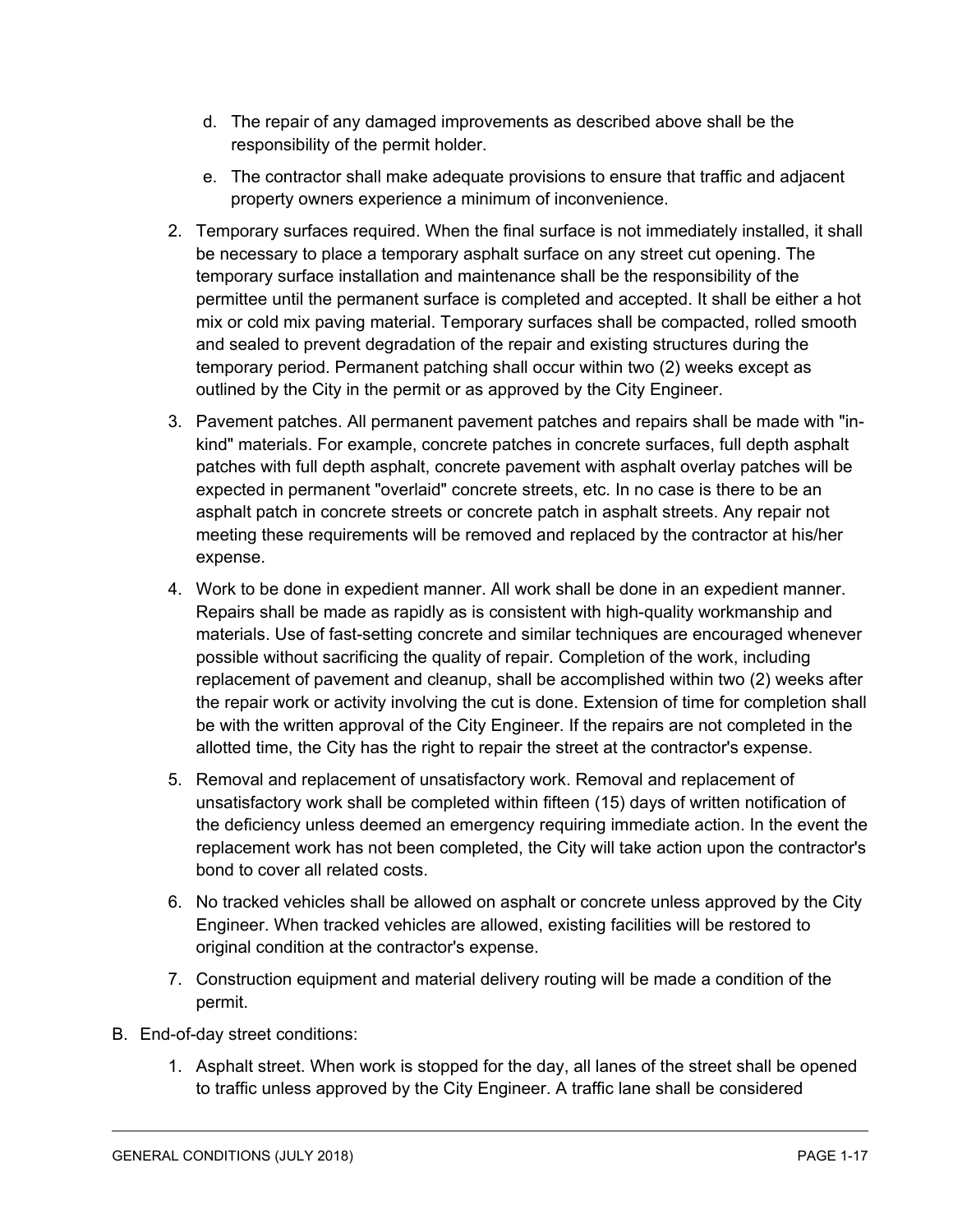d. The repair of any damaged improvements as described above shall be the responsibility of the permit holder.

e. The contractor shall make adequate provisions to ensure that traffic and adjacent property owners experience a minimum of inconvenience.

2. Temporary surfaces required. When the final surface is not immediately installed, it shall be necessary to place a temporary asphalt surface on any street cut opening. The temporary surface installation and maintenance shall be the responsibility of the permittee until the permanent surface is completed and accepted. It shall be either a hot mix or cold mix paving material. Temporary surfaces shall be compacted, rolled smooth and sealed to prevent degradation of the repair and existing structures during the temporary period. Permanent patching shall occur within two (2) weeks except as outlined by the City in the permit or as approved by the City Engineer.

3. Pavement patches. All permanent pavement patches and repairs shall be made with "in-kind" materials. For example, concrete patches in concrete surfaces, full depth asphalt patches with full depth asphalt, concrete pavement with asphalt overlay patches will be expected in permanent "overlaid" concrete streets, etc. In no case is there to be an asphalt patch in concrete streets or concrete patch in asphalt streets. Any repair not meeting these requirements will be removed and replaced by the contractor at his/her expense.

4. Work to be done in expedient manner. All work shall be done in an expedient manner. Repairs shall be made as rapidly as is consistent with high-quality workmanship and materials. Use of fast-setting concrete and similar techniques are encouraged whenever possible without sacrificing the quality of repair. Completion of the work, including replacement of pavement and cleanup, shall be accomplished within two (2) weeks after the repair work or activity involving the cut is done. Extension of time for completion shall be with the written approval of the City Engineer. If the repairs are not completed in the allotted time, the City has the right to repair the street at the contractor's expense.

5. Removal and replacement of unsatisfactory work. Removal and replacement of unsatisfactory work shall be completed within fifteen (15) days of written notification of the deficiency unless deemed an emergency requiring immediate action. In the event the replacement work has not been completed, the City will take action upon the contractor's bond to cover all related costs.

6. No tracked vehicles shall be allowed on asphalt or concrete unless approved by the City Engineer. When tracked vehicles are allowed, existing facilities will be restored to original condition at the contractor's expense.

7. Construction equipment and material delivery routing will be made a condition of the permit.

B. End-of-day street conditions:

1. Asphalt street. When work is stopped for the day, all lanes of the street shall be opened to traffic unless approved by the City Engineer. A traffic lane shall be considered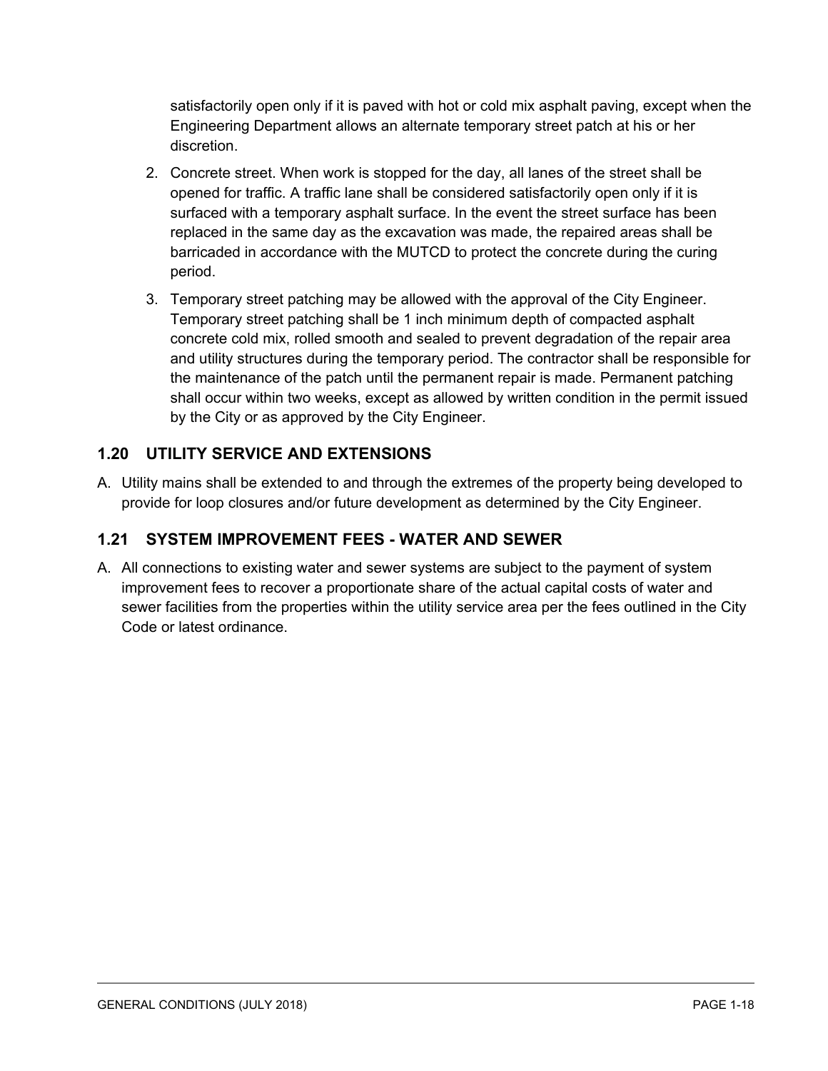satisfactorily open only if it is paved with hot or cold mix asphalt paving, except when the Engineering Department allows an alternate temporary street patch at his or her discretion.

2. Concrete street. When work is stopped for the day, all lanes of the street shall be opened for traffic. A traffic lane shall be considered satisfactorily open only if it is surfaced with a temporary asphalt surface. In the event the street surface has been replaced in the same day as the excavation was made, the repaired areas shall be barricaded in accordance with the MUTCD to protect the concrete during the curing period.
3. Temporary street patching may be allowed with the approval of the City Engineer. Temporary street patching shall be 1 inch minimum depth of compacted asphalt concrete cold mix, rolled smooth and sealed to prevent degradation of the repair area and utility structures during the temporary period. The contractor shall be responsible for the maintenance of the patch until the permanent repair is made. Permanent patching shall occur within two weeks, except as allowed by written condition in the permit issued by the City or as approved by the City Engineer.

## 1.20 UTILITY SERVICE AND EXTENSIONS

A. Utility mains shall be extended to and through the extremes of the property being developed to provide for loop closures and/or future development as determined by the City Engineer.

## 1.21 SYSTEM IMPROVEMENT FEES - WATER AND SEWER

A. All connections to existing water and sewer systems are subject to the payment of system improvement fees to recover a proportionate share of the actual capital costs of water and sewer facilities from the properties within the utility service area per the fees outlined in the City Code or latest ordinance.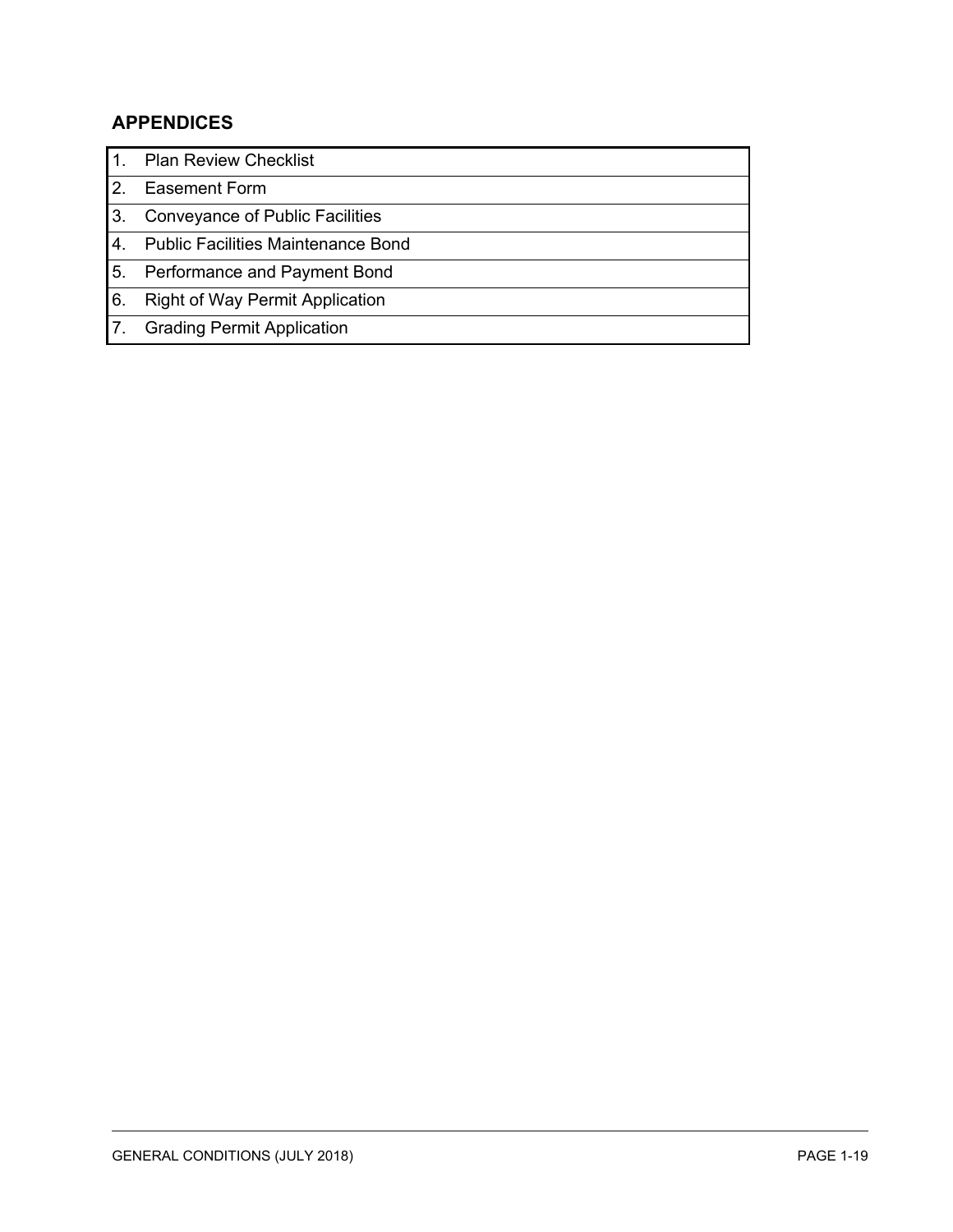## APPENDICES

| | |
|---|---|
| 1. | Plan Review Checklist |
| 2. | Easement Form |
| 3. | Conveyance of Public Facilities |
| 4. | Public Facilities Maintenance Bond |
| 5. | Performance and Payment Bond |
| 6. | Right of Way Permit Application |
| 7. | Grading Permit Application |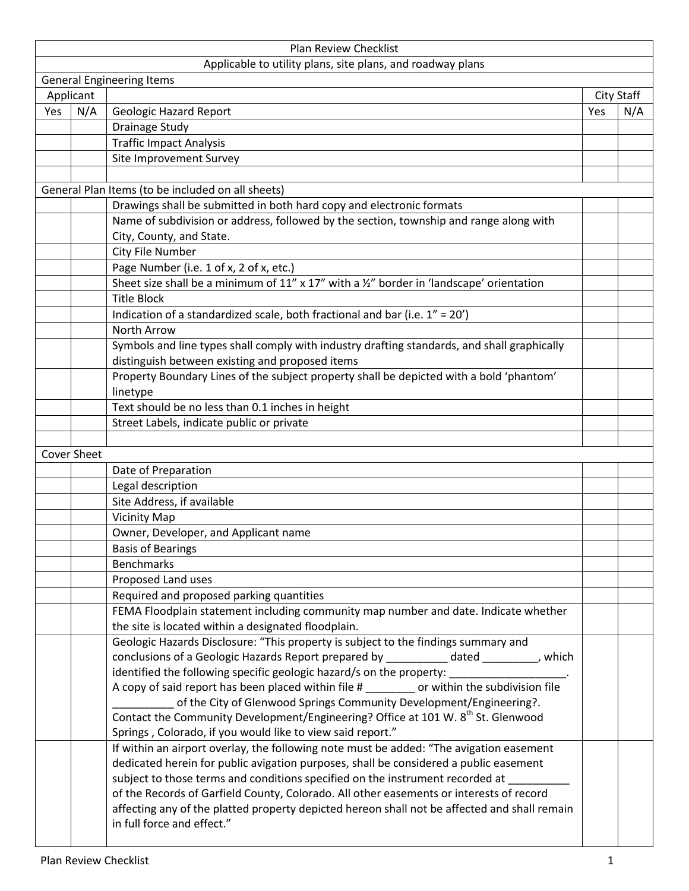| Plan Review Checklist | | | | |
|---|---|---|---|---|
| Applicable to utility plans, site plans, and roadway plans | | | | |
| General Engineering Items | | | | |
| Applicant | | | City Staff | |
| Yes | N/A | Geologic Hazard Report | Yes | N/A |
| | | Drainage Study | | |
| | | Traffic Impact Analysis | | |
| | | Site Improvement Survey | | |
| | | | | |
| General Plan Items (to be included on all sheets) | | | | |
| | | Drawings shall be submitted in both hard copy and electronic formats | | |
| | | Name of subdivision or address, followed by the section, township and range along with City, County, and State. | | |
| | | City File Number | | |
| | | Page Number (i.e. 1 of x, 2 of x, etc.) | | |
| | | Sheet size shall be a minimum of 11" x 17" with a ½" border in 'landscape' orientation | | |
| | | Title Block | | |
| | | Indication of a standardized scale, both fractional and bar (i.e. 1" = 20') | | |
| | | North Arrow | | |
| | | Symbols and line types shall comply with industry drafting standards, and shall graphically distinguish between existing and proposed items | | |
| | | Property Boundary Lines of the subject property shall be depicted with a bold 'phantom' linetype | | |
| | | Text should be no less than 0.1 inches in height | | |
| | | Street Labels, indicate public or private | | |
| | | | | |
| Cover Sheet | | | | |
| | | Date of Preparation | | |
| | | Legal description | | |
| | | Site Address, if available | | |
| | | Vicinity Map | | |
| | | Owner, Developer, and Applicant name | | |
| | | Basis of Bearings | | |
| | | Benchmarks | | |
| | | Proposed Land uses | | |
| | | Required and proposed parking quantities | | |
| | | FEMA Floodplain statement including community map number and date. Indicate whether the site is located within a designated floodplain. | | |
| | | Geologic Hazards Disclosure: "This property is subject to the findings summary and conclusions of a Geologic Hazards Report prepared by __________ dated _________, which identified the following specific geologic hazard/s on the property: ___________________. A copy of said report has been placed within file # ________ or within the subdivision file __________ of the City of Glenwood Springs Community Development/Engineering?. Contact the Community Development/Engineering? Office at 101 W. 8th St. Glenwood Springs , Colorado, if you would like to view said report." | | |
| | | If within an airport overlay, the following note must be added: "The avigation easement dedicated herein for public avigation purposes, shall be considered a public easement subject to those terms and conditions specified on the instrument recorded at __________ of the Records of Garfield County, Colorado. All other easements or interests of record affecting any of the platted property depicted hereon shall not be affected and shall remain in full force and effect." | | |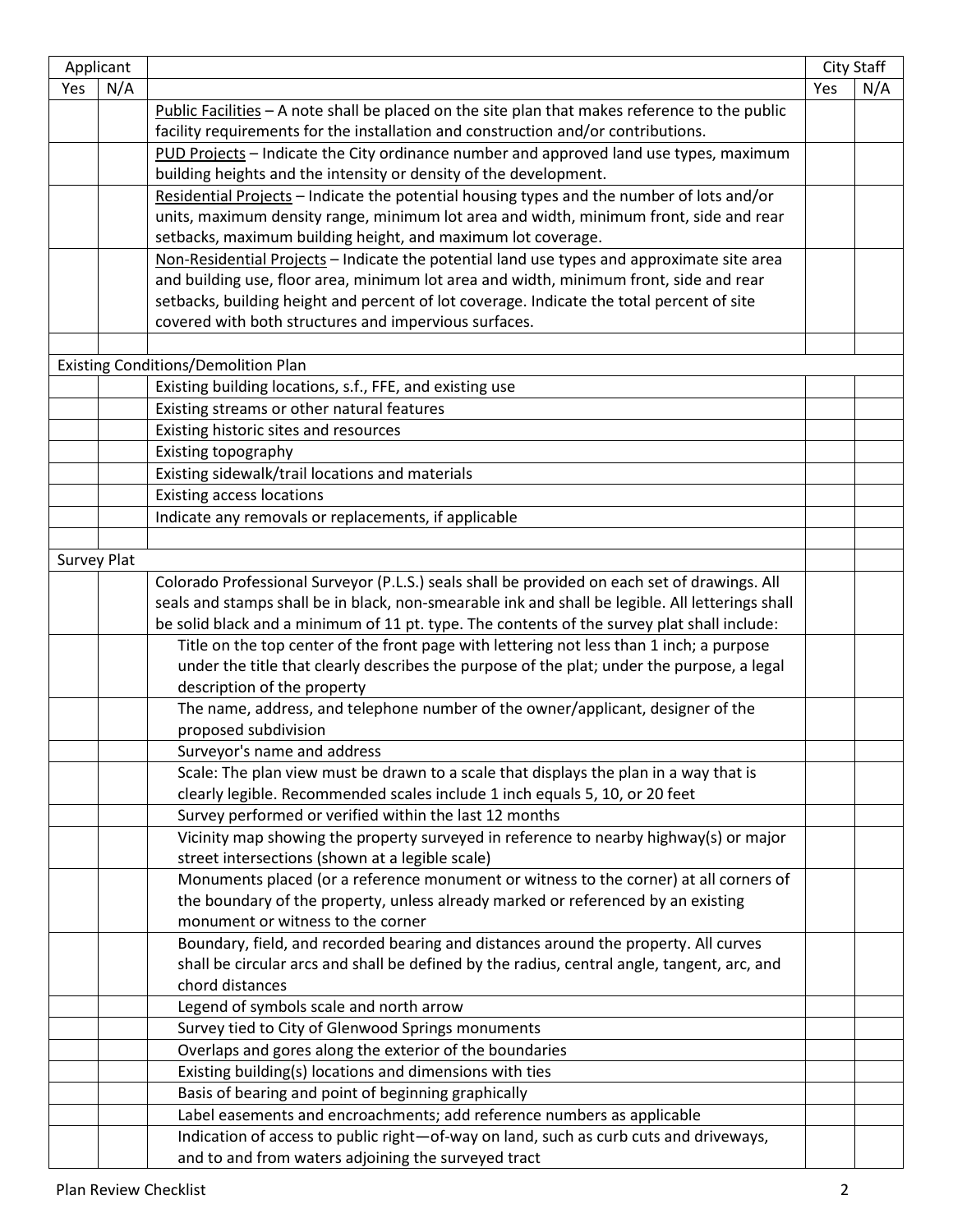| Applicant | | | City Staff | |
|---|---|---|---|---|
| Yes | N/A | | Yes | N/A |
| | | Public Facilities – A note shall be placed on the site plan that makes reference to the public facility requirements for the installation and construction and/or contributions. | | |
| | | PUD Projects – Indicate the City ordinance number and approved land use types, maximum building heights and the intensity or density of the development. | | |
| | | Residential Projects – Indicate the potential housing types and the number of lots and/or units, maximum density range, minimum lot area and width, minimum front, side and rear setbacks, maximum building height, and maximum lot coverage. | | |
| | | Non-Residential Projects – Indicate the potential land use types and approximate site area and building use, floor area, minimum lot area and width, minimum front, side and rear setbacks, building height and percent of lot coverage. Indicate the total percent of site covered with both structures and impervious surfaces. | | |
| | | | | |
| Existing Conditions/Demolition Plan | | | | |
| | | Existing building locations, s.f., FFE, and existing use | | |
| | | Existing streams or other natural features | | |
| | | Existing historic sites and resources | | |
| | | Existing topography | | |
| | | Existing sidewalk/trail locations and materials | | |
| | | Existing access locations | | |
| | | Indicate any removals or replacements, if applicable | | |
| | | | | |
| Survey Plat | | | | |
| | | Colorado Professional Surveyor (P.L.S.) seals shall be provided on each set of drawings. All seals and stamps shall be in black, non-smearable ink and shall be legible. All letterings shall be solid black and a minimum of 11 pt. type. The contents of the survey plat shall include: | | |
| | | Title on the top center of the front page with lettering not less than 1 inch; a purpose under the title that clearly describes the purpose of the plat; under the purpose, a legal description of the property | | |
| | | The name, address, and telephone number of the owner/applicant, designer of the proposed subdivision | | |
| | | Surveyor's name and address | | |
| | | Scale: The plan view must be drawn to a scale that displays the plan in a way that is clearly legible. Recommended scales include 1 inch equals 5, 10, or 20 feet | | |
| | | Survey performed or verified within the last 12 months | | |
| | | Vicinity map showing the property surveyed in reference to nearby highway(s) or major street intersections (shown at a legible scale) | | |
| | | Monuments placed (or a reference monument or witness to the corner) at all corners of the boundary of the property, unless already marked or referenced by an existing monument or witness to the corner | | |
| | | Boundary, field, and recorded bearing and distances around the property. All curves shall be circular arcs and shall be defined by the radius, central angle, tangent, arc, and chord distances | | |
| | | Legend of symbols scale and north arrow | | |
| | | Survey tied to City of Glenwood Springs monuments | | |
| | | Overlaps and gores along the exterior of the boundaries | | |
| | | Existing building(s) locations and dimensions with ties | | |
| | | Basis of bearing and point of beginning graphically | | |
| | | Label easements and encroachments; add reference numbers as applicable | | |
| | | Indication of access to public right—of-way on land, such as curb cuts and driveways, and to and from waters adjoining the surveyed tract | | |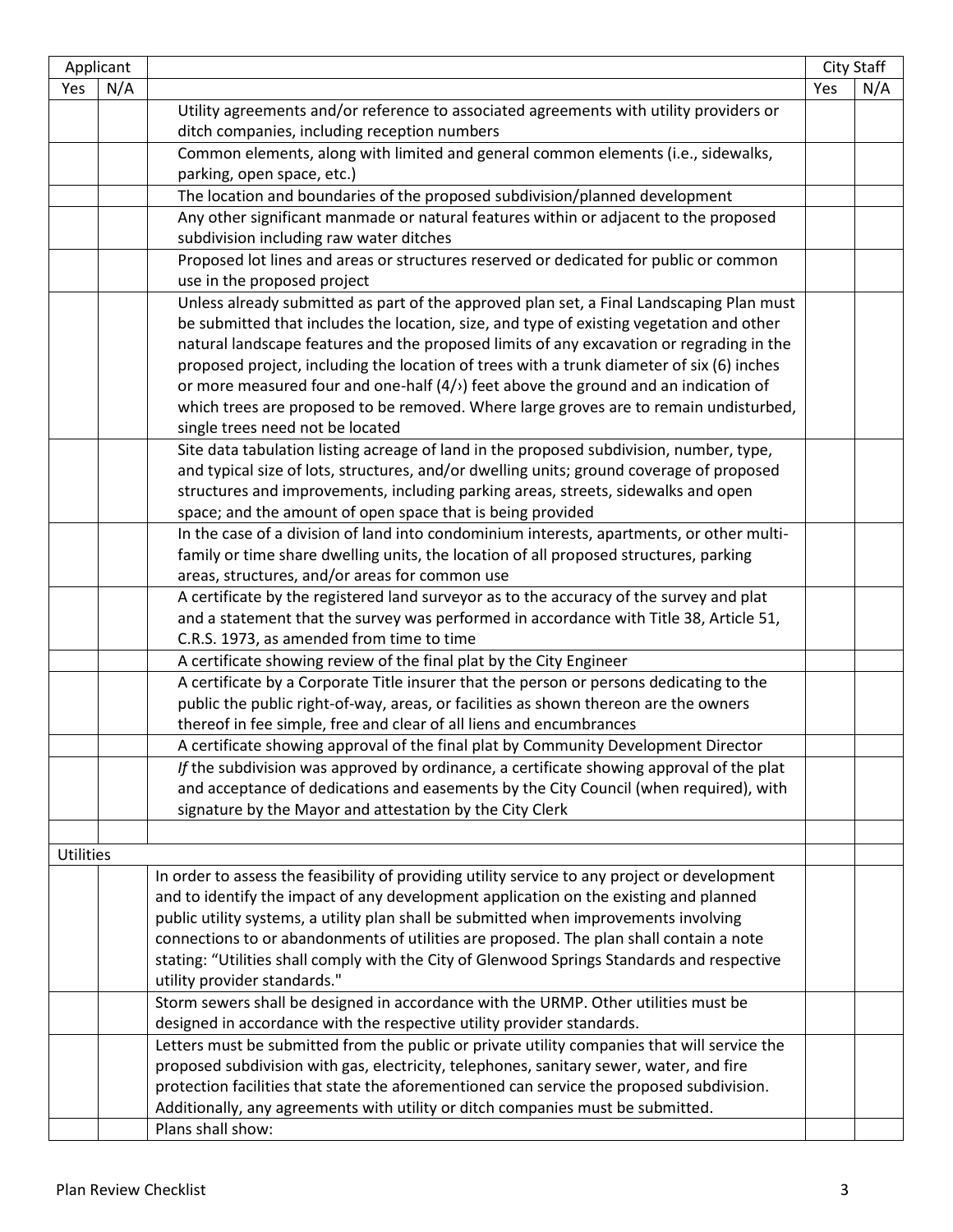| Applicant | | | City Staff | |
|---|---|---|---|---|
| Yes | N/A | | Yes | N/A |
| | | Utility agreements and/or reference to associated agreements with utility providers or ditch companies, including reception numbers | | |
| | | Common elements, along with limited and general common elements (i.e., sidewalks, parking, open space, etc.) | | |
| | | The location and boundaries of the proposed subdivision/planned development | | |
| | | Any other significant manmade or natural features within or adjacent to the proposed subdivision including raw water ditches | | |
| | | Proposed lot lines and areas or structures reserved or dedicated for public or common use in the proposed project | | |
| | | Unless already submitted as part of the approved plan set, a Final Landscaping Plan must be submitted that includes the location, size, and type of existing vegetation and other natural landscape features and the proposed limits of any excavation or regrading in the proposed project, including the location of trees with a trunk diameter of six (6) inches or more measured four and one-half (4/›) feet above the ground and an indication of which trees are proposed to be removed. Where large groves are to remain undisturbed, single trees need not be located | | |
| | | Site data tabulation listing acreage of land in the proposed subdivision, number, type, and typical size of lots, structures, and/or dwelling units; ground coverage of proposed structures and improvements, including parking areas, streets, sidewalks and open space; and the amount of open space that is being provided | | |
| | | In the case of a division of land into condominium interests, apartments, or other multi-family or time share dwelling units, the location of all proposed structures, parking areas, structures, and/or areas for common use | | |
| | | A certificate by the registered land surveyor as to the accuracy of the survey and plat and a statement that the survey was performed in accordance with Title 38, Article 51, C.R.S. 1973, as amended from time to time | | |
| | | A certificate showing review of the final plat by the City Engineer | | |
| | | A certificate by a Corporate Title insurer that the person or persons dedicating to the public the public right-of-way, areas, or facilities as shown thereon are the owners thereof in fee simple, free and clear of all liens and encumbrances | | |
| | | A certificate showing approval of the final plat by Community Development Director | | |
| | | *If* the subdivision was approved by ordinance, a certificate showing approval of the plat and acceptance of dedications and easements by the City Council (when required), with signature by the Mayor and attestation by the City Clerk | | |
| | | | | |
| Utilities | | | | |
| | | In order to assess the feasibility of providing utility service to any project or development and to identify the impact of any development application on the existing and planned public utility systems, a utility plan shall be submitted when improvements involving connections to or abandonments of utilities are proposed. The plan shall contain a note stating: "Utilities shall comply with the City of Glenwood Springs Standards and respective utility provider standards." | | |
| | | Storm sewers shall be designed in accordance with the URMP. Other utilities must be designed in accordance with the respective utility provider standards. | | |
| | | Letters must be submitted from the public or private utility companies that will service the proposed subdivision with gas, electricity, telephones, sanitary sewer, water, and fire protection facilities that state the aforementioned can service the proposed subdivision. Additionally, any agreements with utility or ditch companies must be submitted. | | |
| | | Plans shall show: | | |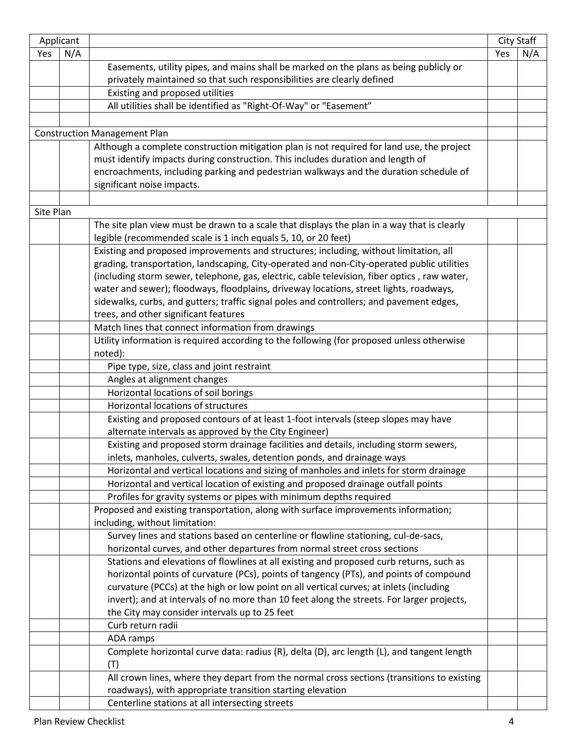| Applicant | | | City Staff | |
|---|---|---|---|---|
| Yes | N/A | | Yes | N/A |
| | | Easements, utility pipes, and mains shall be marked on the plans as being publicly or privately maintained so that such responsibilities are clearly defined | | |
| | | Existing and proposed utilities | | |
| | | All utilities shall be identified as "Right-Of-Way" or "Easement" | | |
| | | | | |
| Construction Management Plan | | | | |
| | | Although a complete construction mitigation plan is not required for land use, the project must identify impacts during construction. This includes duration and length of encroachments, including parking and pedestrian walkways and the duration schedule of significant noise impacts. | | |
| | | | | |
| Site Plan | | | | |
| | | The site plan view must be drawn to a scale that displays the plan in a way that is clearly legible (recommended scale is 1 inch equals 5, 10, or 20 feet) | | |
| | | Existing and proposed improvements and structures; including, without limitation, all grading, transportation, landscaping, City-operated and non-City-operated public utilities (including storm sewer, telephone, gas, electric, cable television, fiber optics , raw water, water and sewer); floodways, floodplains, driveway locations, street lights, roadways, sidewalks, curbs, and gutters; traffic signal poles and controllers; and pavement edges, trees, and other significant features | | |
| | | Match lines that connect information from drawings | | |
| | | Utility information is required according to the following (for proposed unless otherwise noted): | | |
| | | Pipe type, size, class and joint restraint | | |
| | | Angles at alignment changes | | |
| | | Horizontal locations of soil borings | | |
| | | Horizontal locations of structures | | |
| | | Existing and proposed contours of at least 1-foot intervals (steep slopes may have alternate intervals as approved by the City Engineer) | | |
| | | Existing and proposed storm drainage facilities and details, including storm sewers, inlets, manholes, culverts, swales, detention ponds, and drainage ways | | |
| | | Horizontal and vertical locations and sizing of manholes and inlets for storm drainage | | |
| | | Horizontal and vertical location of existing and proposed drainage outfall points | | |
| | | Profiles for gravity systems or pipes with minimum depths required | | |
| | | Proposed and existing transportation, along with surface improvements information; including, without limitation: | | |
| | | Survey lines and stations based on centerline or flowline stationing, cul-de-sacs, horizontal curves, and other departures from normal street cross sections | | |
| | | Stations and elevations of flowlines at all existing and proposed curb returns, such as horizontal points of curvature (PCs), points of tangency (PTs), and points of compound curvature (PCCs) at the high or low point on all vertical curves; at inlets (including invert); and at intervals of no more than 10 feet along the streets. For larger projects, the City may consider intervals up to 25 feet | | |
| | | Curb return radii | | |
| | | ADA ramps | | |
| | | Complete horizontal curve data: radius (R), delta (D), arc length (L), and tangent length (T) | | |
| | | All crown lines, where they depart from the normal cross sections (transitions to existing roadways), with appropriate transition starting elevation | | |
| | | Centerline stations at all intersecting streets | | |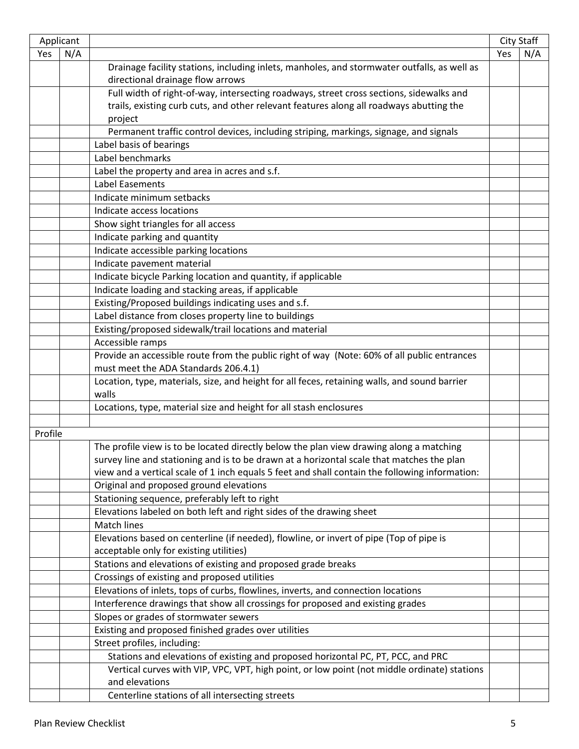| Applicant | | | City Staff | |
|---|---|---|---|---|
| Yes | N/A | | Yes | N/A |
| | | Drainage facility stations, including inlets, manholes, and stormwater outfalls, as well as directional drainage flow arrows | | |
| | | Full width of right-of-way, intersecting roadways, street cross sections, sidewalks and trails, existing curb cuts, and other relevant features along all roadways abutting the project | | |
| | | Permanent traffic control devices, including striping, markings, signage, and signals | | |
| | | Label basis of bearings | | |
| | | Label benchmarks | | |
| | | Label the property and area in acres and s.f. | | |
| | | Label Easements | | |
| | | Indicate minimum setbacks | | |
| | | Indicate access locations | | |
| | | Show sight triangles for all access | | |
| | | Indicate parking and quantity | | |
| | | Indicate accessible parking locations | | |
| | | Indicate pavement material | | |
| | | Indicate bicycle Parking location and quantity, if applicable | | |
| | | Indicate loading and stacking areas, if applicable | | |
| | | Existing/Proposed buildings indicating uses and s.f. | | |
| | | Label distance from closes property line to buildings | | |
| | | Existing/proposed sidewalk/trail locations and material | | |
| | | Accessible ramps | | |
| | | Provide an accessible route from the public right of way (Note: 60% of all public entrances must meet the ADA Standards 206.4.1) | | |
| | | Location, type, materials, size, and height for all feces, retaining walls, and sound barrier walls | | |
| | | Locations, type, material size and height for all stash enclosures | | |
| | | | | |
| Profile | | | | |
| | | The profile view is to be located directly below the plan view drawing along a matching survey line and stationing and is to be drawn at a horizontal scale that matches the plan view and a vertical scale of 1 inch equals 5 feet and shall contain the following information: | | |
| | | Original and proposed ground elevations | | |
| | | Stationing sequence, preferably left to right | | |
| | | Elevations labeled on both left and right sides of the drawing sheet | | |
| | | Match lines | | |
| | | Elevations based on centerline (if needed), flowline, or invert of pipe (Top of pipe is acceptable only for existing utilities) | | |
| | | Stations and elevations of existing and proposed grade breaks | | |
| | | Crossings of existing and proposed utilities | | |
| | | Elevations of inlets, tops of curbs, flowlines, inverts, and connection locations | | |
| | | Interference drawings that show all crossings for proposed and existing grades | | |
| | | Slopes or grades of stormwater sewers | | |
| | | Existing and proposed finished grades over utilities | | |
| | | Street profiles, including: | | |
| | | Stations and elevations of existing and proposed horizontal PC, PT, PCC, and PRC | | |
| | | Vertical curves with VIP, VPC, VPT, high point, or low point (not middle ordinate) stations and elevations | | |
| | | Centerline stations of all intersecting streets | | |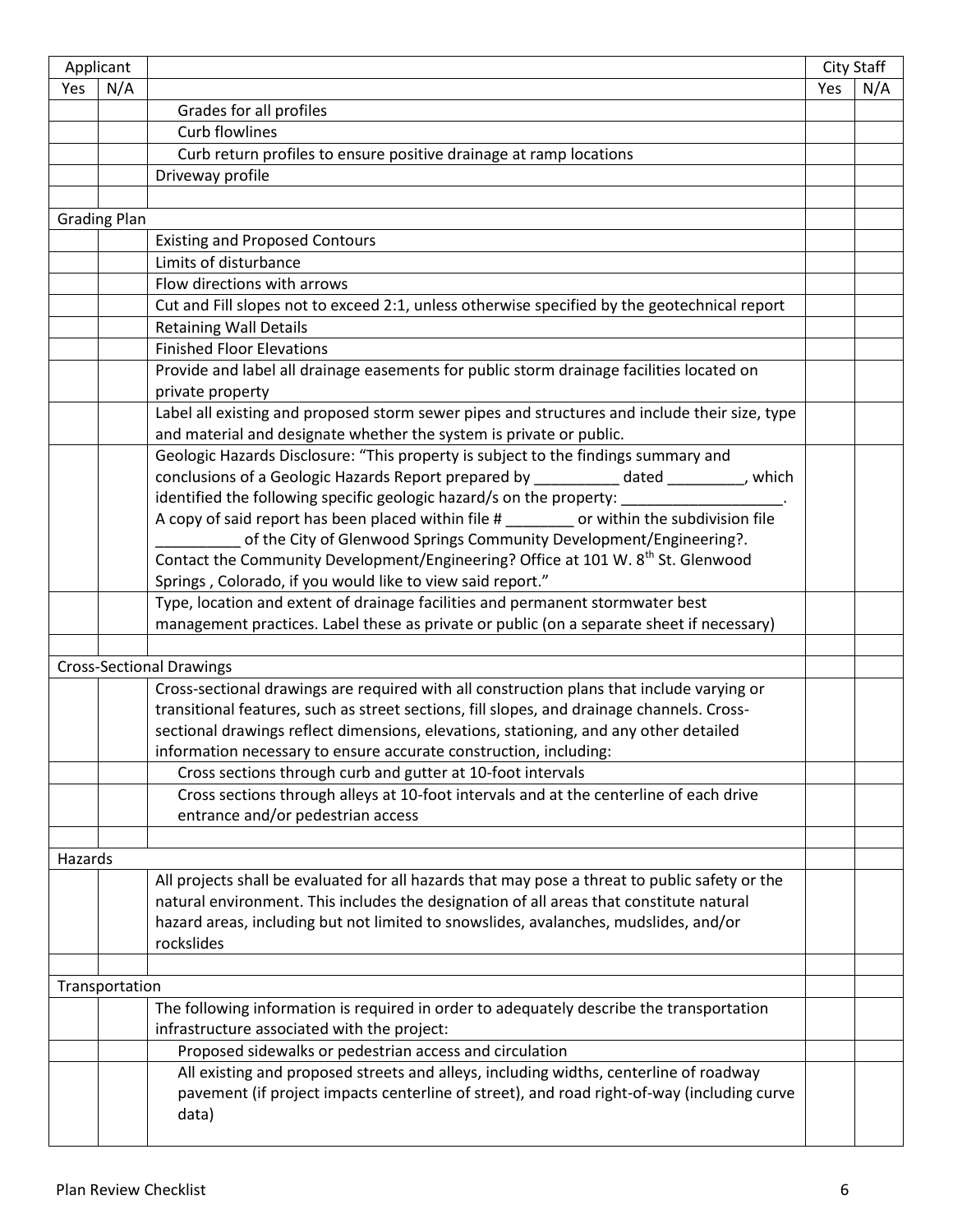| Applicant | | | City Staff | |
|---|---|---|---|---|
| Yes | N/A | | Yes | N/A |
| | | Grades for all profiles | | |
| | | Curb flowlines | | |
| | | Curb return profiles to ensure positive drainage at ramp locations | | |
| | | Driveway profile | | |
| | | | | |
| Grading Plan | | | | |
| | | Existing and Proposed Contours | | |
| | | Limits of disturbance | | |
| | | Flow directions with arrows | | |
| | | Cut and Fill slopes not to exceed 2:1, unless otherwise specified by the geotechnical report | | |
| | | Retaining Wall Details | | |
| | | Finished Floor Elevations | | |
| | | Provide and label all drainage easements for public storm drainage facilities located on private property | | |
| | | Label all existing and proposed storm sewer pipes and structures and include their size, type and material and designate whether the system is private or public. | | |
| | | Geologic Hazards Disclosure: "This property is subject to the findings summary and conclusions of a Geologic Hazards Report prepared by __________ dated _________, which identified the following specific geologic hazard/s on the property: ___________________. A copy of said report has been placed within file # ________ or within the subdivision file __________ of the City of Glenwood Springs Community Development/Engineering?. Contact the Community Development/Engineering? Office at 101 W. 8th St. Glenwood Springs , Colorado, if you would like to view said report." | | |
| | | Type, location and extent of drainage facilities and permanent stormwater best management practices. Label these as private or public (on a separate sheet if necessary) | | |
| | | | | |
| Cross-Sectional Drawings | | | | |
| | | Cross-sectional drawings are required with all construction plans that include varying or transitional features, such as street sections, fill slopes, and drainage channels. Cross-sectional drawings reflect dimensions, elevations, stationing, and any other detailed information necessary to ensure accurate construction, including: | | |
| | | Cross sections through curb and gutter at 10-foot intervals | | |
| | | Cross sections through alleys at 10-foot intervals and at the centerline of each drive entrance and/or pedestrian access | | |
| | | | | |
| Hazards | | | | |
| | | All projects shall be evaluated for all hazards that may pose a threat to public safety or the natural environment. This includes the designation of all areas that constitute natural hazard areas, including but not limited to snowslides, avalanches, mudslides, and/or rockslides | | |
| | | | | |
| Transportation | | | | |
| | | The following information is required in order to adequately describe the transportation infrastructure associated with the project: | | |
| | | Proposed sidewalks or pedestrian access and circulation | | |
| | | All existing and proposed streets and alleys, including widths, centerline of roadway pavement (if project impacts centerline of street), and road right-of-way (including curve data) | | |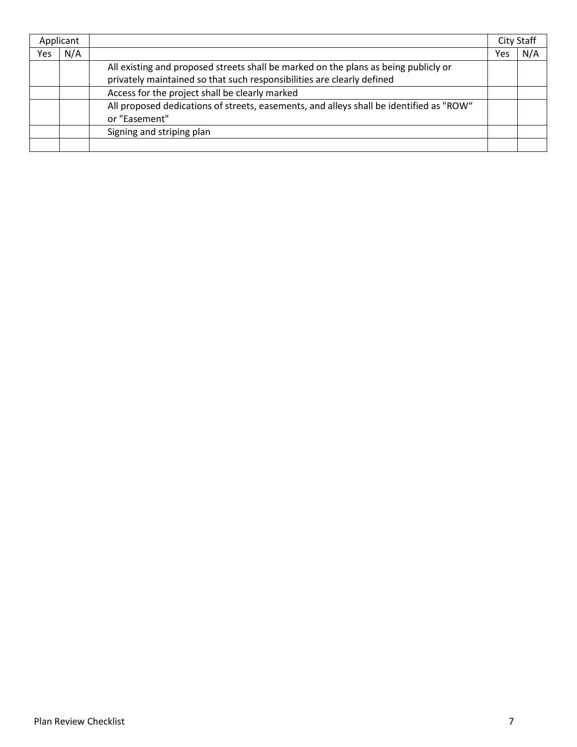| Applicant | | | City Staff | |
|---|---|---|---|---|
| Yes | N/A | | Yes | N/A |
| | | All existing and proposed streets shall be marked on the plans as being publicly or privately maintained so that such responsibilities are clearly defined | | |
| | | Access for the project shall be clearly marked | | |
| | | All proposed dedications of streets, easements, and alleys shall be identified as "ROW" or "Easement" | | |
| | | Signing and striping plan | | |
| | | | | |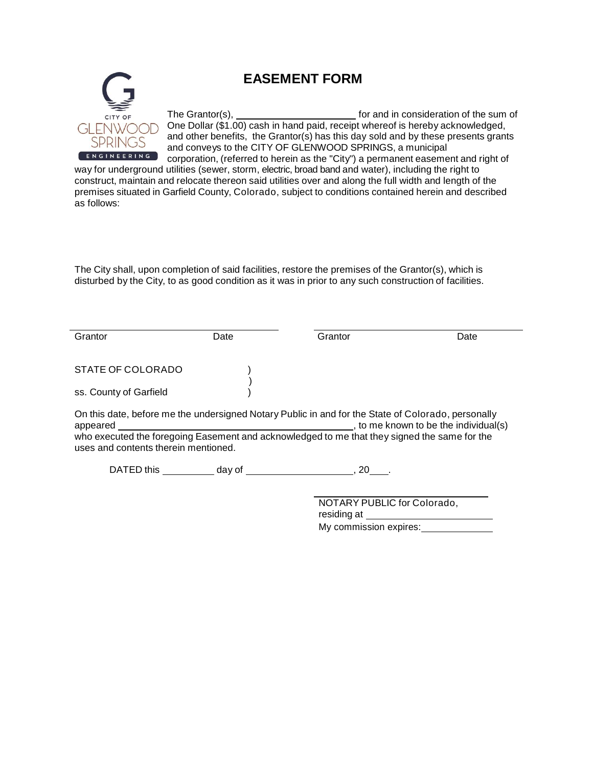CITY OF GLENWOOD SPRINGS ENGINEERING

# EASEMENT FORM

The Grantor(s), ______________________ for and in consideration of the sum of One Dollar ($1.00) cash in hand paid, receipt whereof is hereby acknowledged, and other benefits, the Grantor(s) has this day sold and by these presents grants and conveys to the CITY OF GLENWOOD SPRINGS, a municipal corporation, (referred to herein as the "City") a permanent easement and right of way for underground utilities (sewer, storm, electric, broad band and water), including the right to construct, maintain and relocate thereon said utilities over and along the full width and length of the premises situated in Garfield County, Colorado, subject to conditions contained herein and described as follows:

The City shall, upon completion of said facilities, restore the premises of the Grantor(s), which is disturbed by the City, to as good condition as it was in prior to any such construction of facilities.

| ______________________ | | ______________________ | |
|---|---|---|---|
| Grantor | Date | Grantor | Date |

STATE OF COLORADO )
)
ss. County of Garfield )

On this date, before me the undersigned Notary Public in and for the State of Colorado, personally appeared ____________________________________________, to me known to be the individual(s) who executed the foregoing Easement and acknowledged to me that they signed the same for the uses and contents therein mentioned.

DATED this __________ day of ____________________, 20___.

______________________________
NOTARY PUBLIC for Colorado,
residing at ________________________
My commission expires: _____________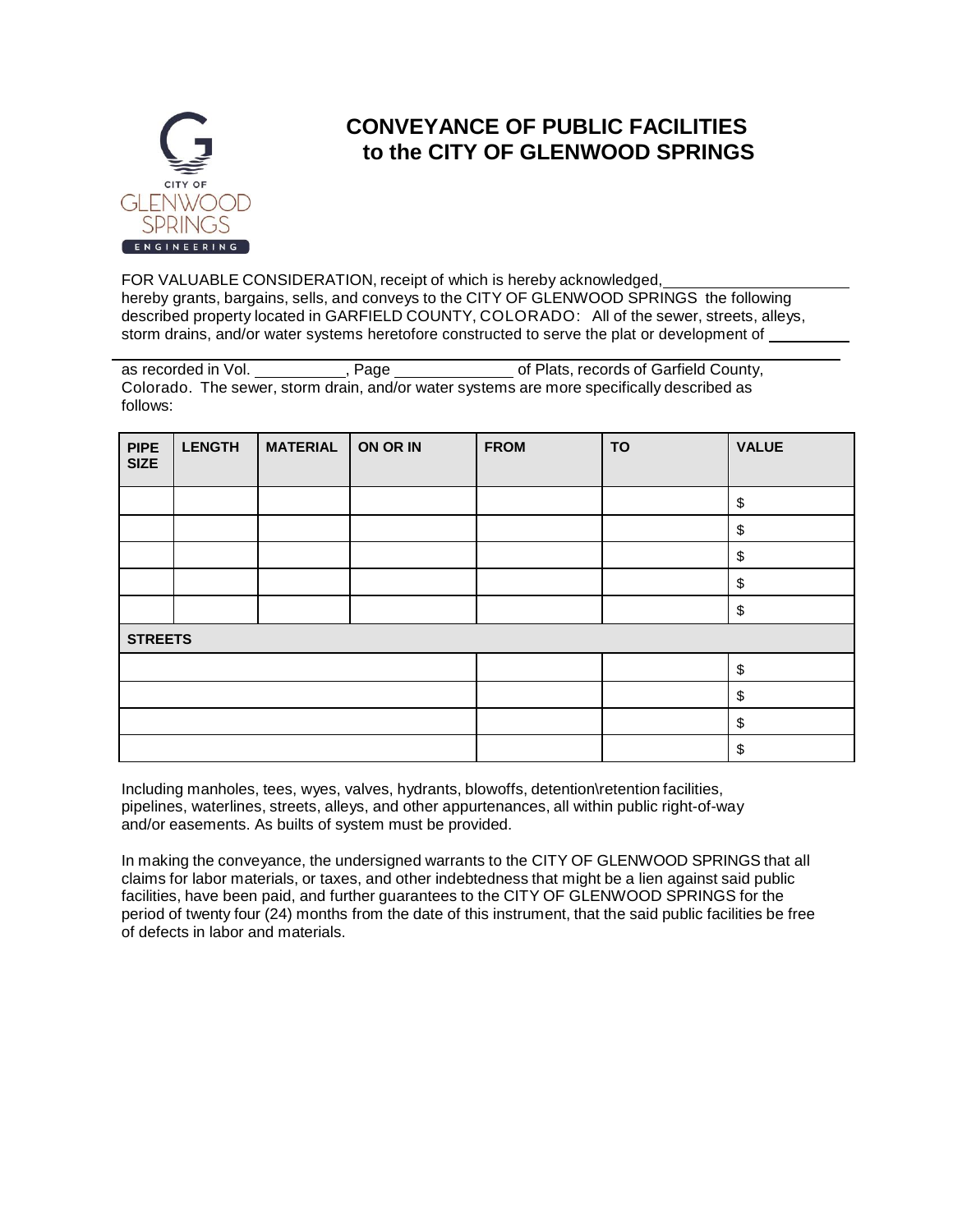# CONVEYANCE OF PUBLIC FACILITIES to the CITY OF GLENWOOD SPRINGS

FOR VALUABLE CONSIDERATION, receipt of which is hereby acknowledged, ____________________ hereby grants, bargains, sells, and conveys to the CITY OF GLENWOOD SPRINGS the following described property located in GARFIELD COUNTY, COLORADO: All of the sewer, streets, alleys, storm drains, and/or water systems heretofore constructed to serve the plat or development of __________ ________________________________________ as recorded in Vol. __________, Page _____________ of Plats, records of Garfield County, Colorado. The sewer, storm drain, and/or water systems are more specifically described as follows:

| PIPE SIZE | LENGTH | MATERIAL | ON OR IN | FROM | TO | VALUE |
|---|---|---|---|---|---|---|
| | | | | | | $ |
| | | | | | | $ |
| | | | | | | $ |
| | | | | | | $ |
| | | | | | | $ |
| **STREETS** | | | | | | |
| | | | | | | $ |
| | | | | | | $ |
| | | | | | | $ |
| | | | | | | $ |

Including manholes, tees, wyes, valves, hydrants, blowoffs, detention\retention facilities, pipelines, waterlines, streets, alleys, and other appurtenances, all within public right-of-way and/or easements. As builts of system must be provided.

In making the conveyance, the undersigned warrants to the CITY OF GLENWOOD SPRINGS that all claims for labor materials, or taxes, and other indebtedness that might be a lien against said public facilities, have been paid, and further guarantees to the CITY OF GLENWOOD SPRINGS for the period of twenty four (24) months from the date of this instrument, that the said public facilities be free of defects in labor and materials.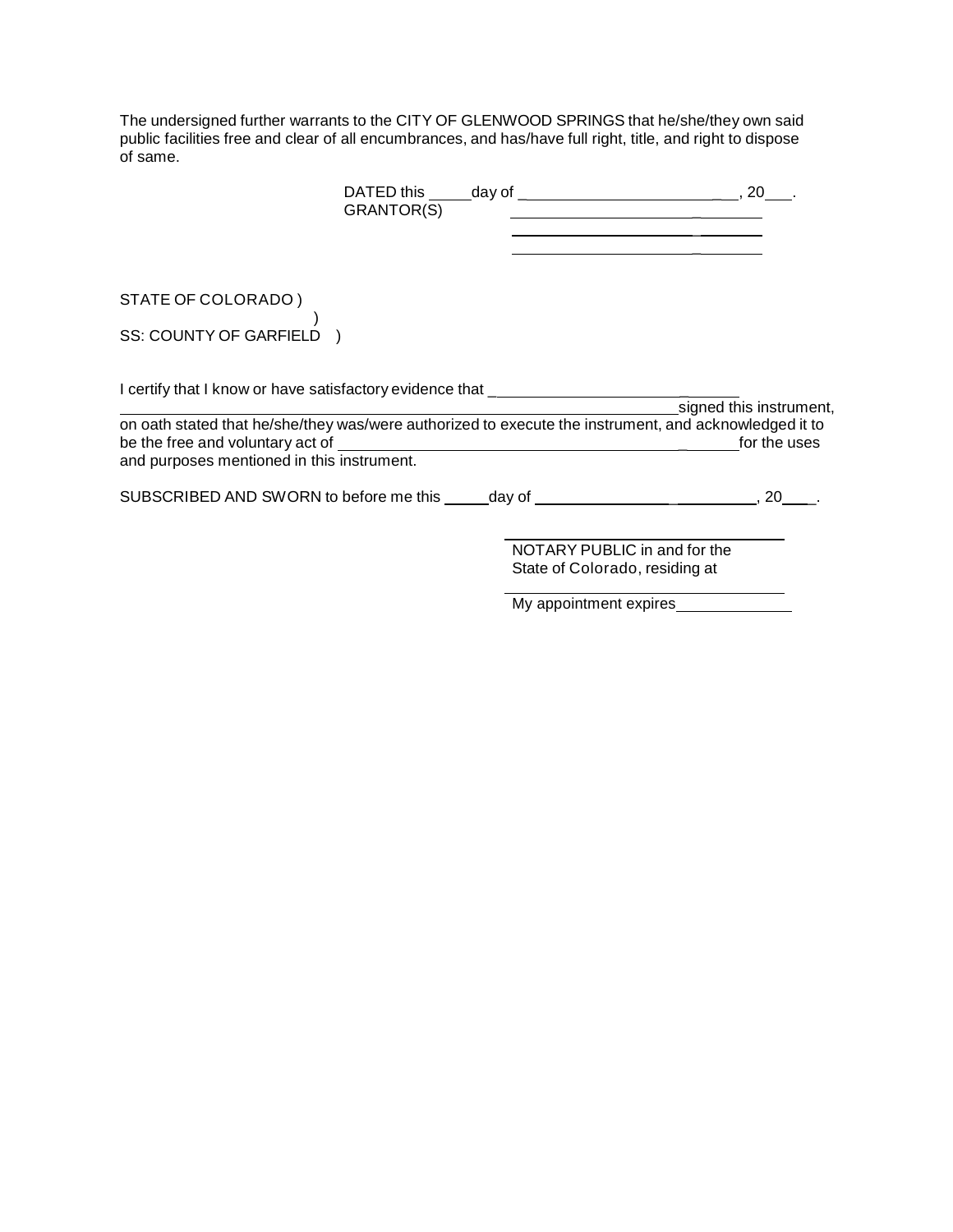The undersigned further warrants to the CITY OF GLENWOOD SPRINGS that he/she/they own said public facilities free and clear of all encumbrances, and has/have full right, title, and right to dispose of same.

DATED this _____day of ______________________________, 20___.

GRANTOR(S) ______________________________

______________________________

______________________________

STATE OF COLORADO )

)

SS: COUNTY OF GARFIELD )

I certify that I know or have satisfactory evidence that ______________________________

______________________________________________________________signed this instrument, on oath stated that he/she/they was/were authorized to execute the instrument, and acknowledged it to be the free and voluntary act of ________________________________________for the uses and purposes mentioned in this instrument.

SUBSCRIBED AND SWORN to before me this _____day of ______________________, 20____.

______________________________

NOTARY PUBLIC in and for the State of Colorado, residing at

______________________________

My appointment expires______________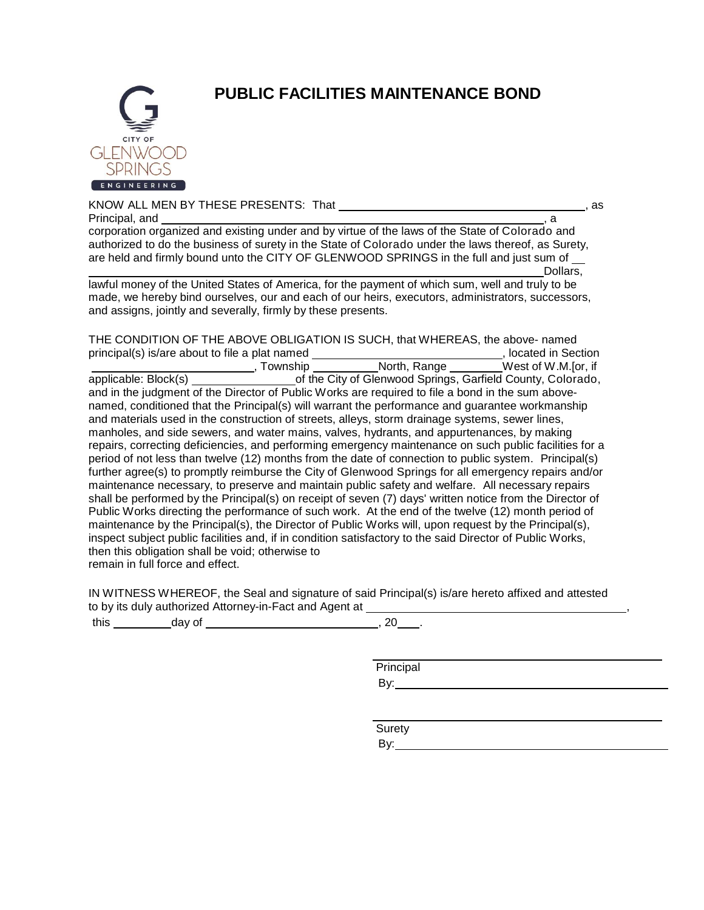# PUBLIC FACILITIES MAINTENANCE BOND

KNOW ALL MEN BY THESE PRESENTS: That ______________________________________, as Principal, and ____________________________________________________________, a corporation organized and existing under and by virtue of the laws of the State of Colorado and authorized to do the business of surety in the State of Colorado under the laws thereof, as Surety, are held and firmly bound unto the CITY OF GLENWOOD SPRINGS in the full and just sum of ____________________________________________________________________________Dollars, lawful money of the United States of America, for the payment of which sum, well and truly to be made, we hereby bind ourselves, our and each of our heirs, executors, administrators, successors, and assigns, jointly and severally, firmly by these presents.

THE CONDITION OF THE ABOVE OBLIGATION IS SUCH, that WHEREAS, the above- named principal(s) is/are about to file a plat named ____________________________, located in Section ________________________, Township __________North, Range ________West of W.M.[or, if applicable: Block(s) _______________of the City of Glenwood Springs, Garfield County, Colorado, and in the judgment of the Director of Public Works are required to file a bond in the sum above-named, conditioned that the Principal(s) will warrant the performance and guarantee workmanship and materials used in the construction of streets, alleys, storm drainage systems, sewer lines, manholes, and side sewers, and water mains, valves, hydrants, and appurtenances, by making repairs, correcting deficiencies, and performing emergency maintenance on such public facilities for a period of not less than twelve (12) months from the date of connection to public system. Principal(s) further agree(s) to promptly reimburse the City of Glenwood Springs for all emergency repairs and/or maintenance necessary, to preserve and maintain public safety and welfare. All necessary repairs shall be performed by the Principal(s) on receipt of seven (7) days' written notice from the Director of Public Works directing the performance of such work. At the end of the twelve (12) month period of maintenance by the Principal(s), the Director of Public Works will, upon request by the Principal(s), inspect subject public facilities and, if in condition satisfactory to the said Director of Public Works, then this obligation shall be void; otherwise to remain in full force and effect.

IN WITNESS WHEREOF, the Seal and signature of said Principal(s) is/are hereto affixed and attested to by its duly authorized Attorney-in-Fact and Agent at ________________________________________, this _________day of ___________________________, 20___.

____________________________________________
Principal
By:__________________________________________

____________________________________________
Surety
By:__________________________________________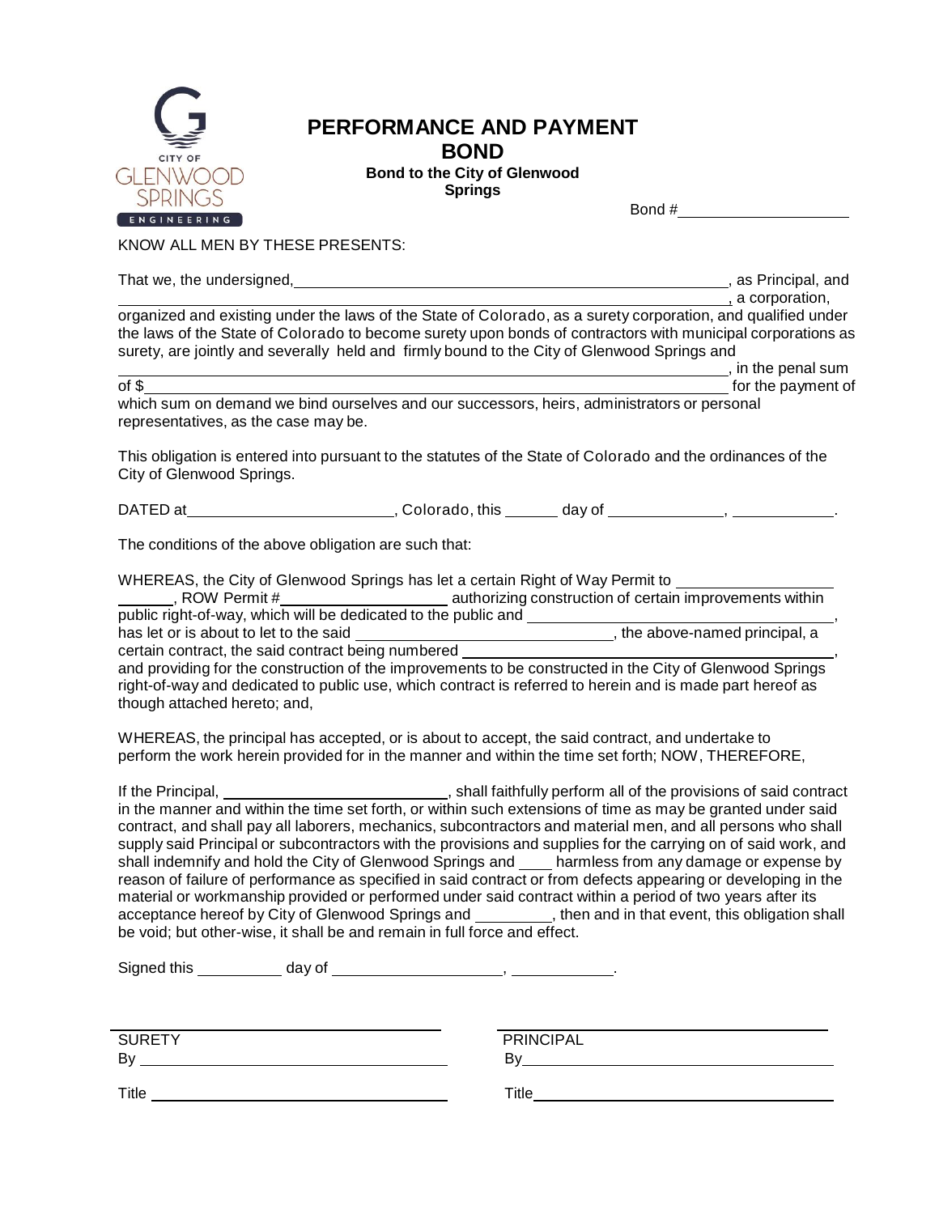CITY OF GLENWOOD SPRINGS ENGINEERING

# PERFORMANCE AND PAYMENT BOND

**Bond to the City of Glenwood Springs**

Bond #____________________

KNOW ALL MEN BY THESE PRESENTS:

That we, the undersigned, ____________________________________________________, as Principal, and ____________________________________________________________________________, a corporation, organized and existing under the laws of the State of Colorado, as a surety corporation, and qualified under the laws of the State of Colorado to become surety upon bonds of contractors with municipal corporations as surety, are jointly and severally held and firmly bound to the City of Glenwood Springs and ____________________________________________________________________________, in the penal sum of $____________________________________________________________________________ for the payment of which sum on demand we bind ourselves and our successors, heirs, administrators or personal representatives, as the case may be.

This obligation is entered into pursuant to the statutes of the State of Colorado and the ordinances of the City of Glenwood Springs.

DATED at________________________, Colorado, this ______ day of _____________, ____________.

The conditions of the above obligation are such that:

WHEREAS, the City of Glenwood Springs has let a certain Right of Way Permit to __________________ _______, ROW Permit #____________________ authorizing construction of certain improvements within public right-of-way, which will be dedicated to the public and ______________________________________, has let or is about to let to the said ______________________________, the above-named principal, a certain contract, the said contract being numbered ______________________________________________, and providing for the construction of the improvements to be constructed in the City of Glenwood Springs right-of-way and dedicated to public use, which contract is referred to herein and is made part hereof as though attached hereto; and,

WHEREAS, the principal has accepted, or is about to accept, the said contract, and undertake to perform the work herein provided for in the manner and within the time set forth; NOW, THEREFORE,

If the Principal, ___________________________, shall faithfully perform all of the provisions of said contract in the manner and within the time set forth, or within such extensions of time as may be granted under said contract, and shall pay all laborers, mechanics, subcontractors and material men, and all persons who shall supply said Principal or subcontractors with the provisions and supplies for the carrying on of said work, and shall indemnify and hold the City of Glenwood Springs and ____ harmless from any damage or expense by reason of failure of performance as specified in said contract or from defects appearing or developing in the material or workmanship provided or performed under said contract within a period of two years after its acceptance hereof by City of Glenwood Springs and _________, then and in that event, this obligation shall be void; but other-wise, it shall be and remain in full force and effect.

Signed this __________ day of ____________________, ____________.

| | |
|---|---|
| SURETY | PRINCIPAL |
| By ______________________________ | By______________________________ |
| Title ______________________________ | Title______________________________ |